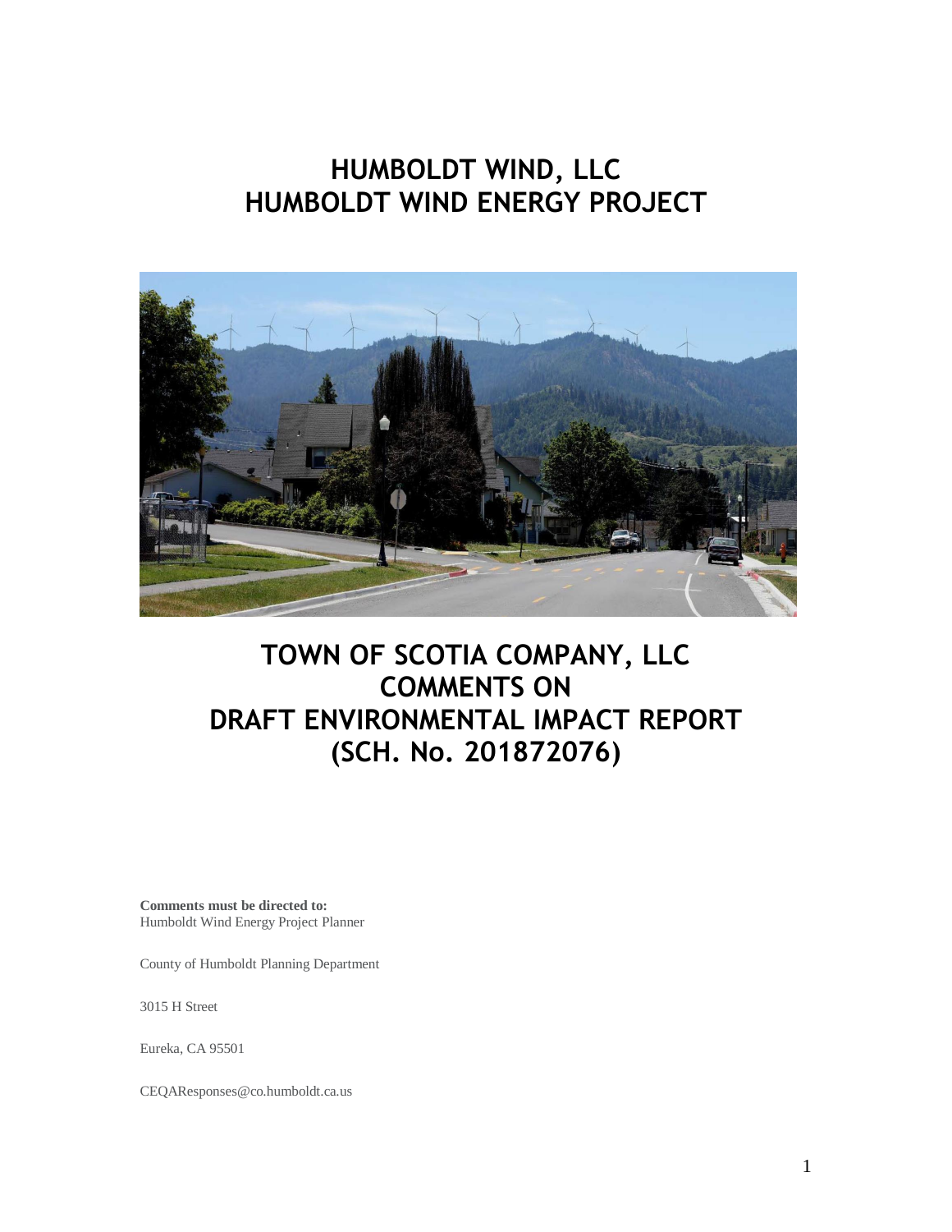# HUMBOLDT WIND, LLC
# HUMBOLDT WIND ENERGY PROJECT

# TOWN OF SCOTIA COMPANY, LLC
# COMMENTS ON
# DRAFT ENVIRONMENTAL IMPACT REPORT
# (SCH. No. 201872076)

**Comments must be directed to:**
Humboldt Wind Energy Project Planner

County of Humboldt Planning Department

3015 H Street

Eureka, CA 95501

CEQAResponses@co.humboldt.ca.us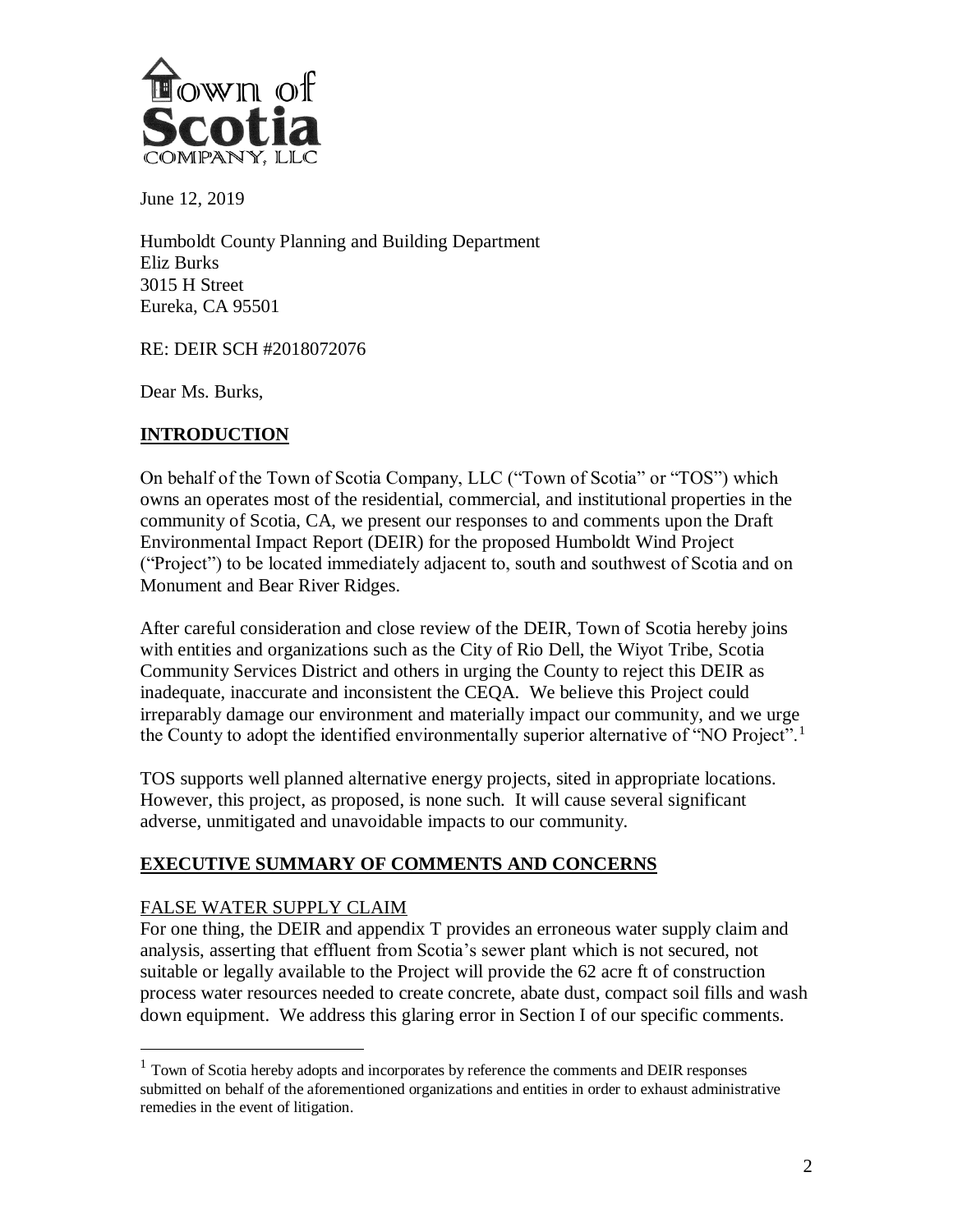Town of
**Scotia**
COMPANY, LLC

June 12, 2019

Humboldt County Planning and Building Department
Eliz Burks
3015 H Street
Eureka, CA 95501

RE: DEIR SCH #2018072076

Dear Ms. Burks,

## INTRODUCTION

On behalf of the Town of Scotia Company, LLC ("Town of Scotia" or "TOS") which owns an operates most of the residential, commercial, and institutional properties in the community of Scotia, CA, we present our responses to and comments upon the Draft Environmental Impact Report (DEIR) for the proposed Humboldt Wind Project ("Project") to be located immediately adjacent to, south and southwest of Scotia and on Monument and Bear River Ridges.

After careful consideration and close review of the DEIR, Town of Scotia hereby joins with entities and organizations such as the City of Rio Dell, the Wiyot Tribe, Scotia Community Services District and others in urging the County to reject this DEIR as inadequate, inaccurate and inconsistent the CEQA. We believe this Project could irreparably damage our environment and materially impact our community, and we urge the County to adopt the identified environmentally superior alternative of "NO Project".[1]

TOS supports well planned alternative energy projects, sited in appropriate locations. However, this project, as proposed, is none such. It will cause several significant adverse, unmitigated and unavoidable impacts to our community.

## EXECUTIVE SUMMARY OF COMMENTS AND CONCERNS

### FALSE WATER SUPPLY CLAIM

For one thing, the DEIR and appendix T provides an erroneous water supply claim and analysis, asserting that effluent from Scotia's sewer plant which is not secured, not suitable or legally available to the Project will provide the 62 acre ft of construction process water resources needed to create concrete, abate dust, compact soil fills and wash down equipment. We address this glaring error in Section I of our specific comments.

[1] Town of Scotia hereby adopts and incorporates by reference the comments and DEIR responses submitted on behalf of the aforementioned organizations and entities in order to exhaust administrative remedies in the event of litigation.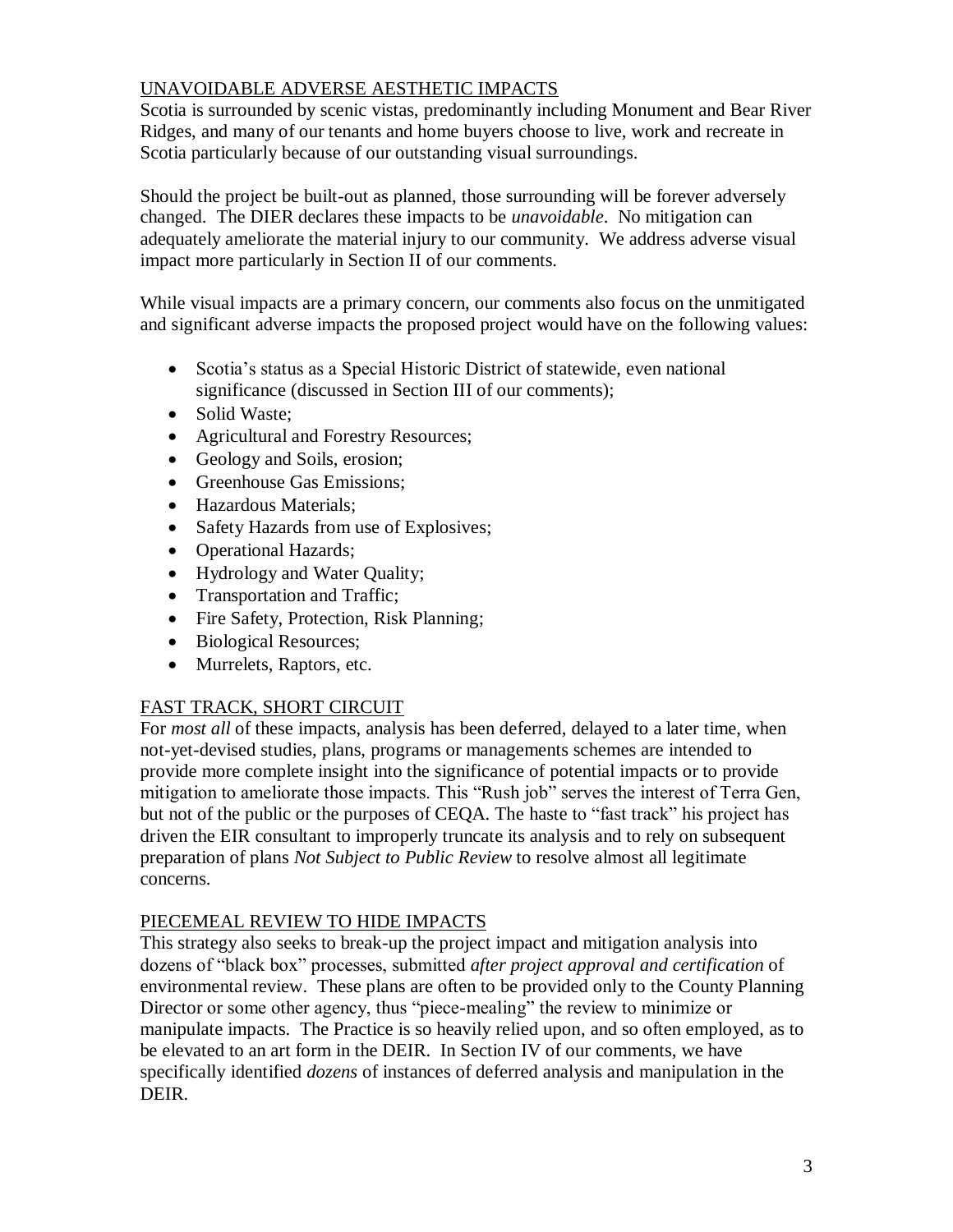UNAVOIDABLE ADVERSE AESTHETIC IMPACTS

Scotia is surrounded by scenic vistas, predominantly including Monument and Bear River Ridges, and many of our tenants and home buyers choose to live, work and recreate in Scotia particularly because of our outstanding visual surroundings.

Should the project be built-out as planned, those surrounding will be forever adversely changed. The DIER declares these impacts to be *unavoidable*. No mitigation can adequately ameliorate the material injury to our community. We address adverse visual impact more particularly in Section II of our comments.

While visual impacts are a primary concern, our comments also focus on the unmitigated and significant adverse impacts the proposed project would have on the following values:

- Scotia's status as a Special Historic District of statewide, even national significance (discussed in Section III of our comments);
- Solid Waste;
- Agricultural and Forestry Resources;
- Geology and Soils, erosion;
- Greenhouse Gas Emissions;
- Hazardous Materials;
- Safety Hazards from use of Explosives;
- Operational Hazards;
- Hydrology and Water Quality;
- Transportation and Traffic;
- Fire Safety, Protection, Risk Planning;
- Biological Resources;
- Murrelets, Raptors, etc.

FAST TRACK, SHORT CIRCUIT

For *most all* of these impacts, analysis has been deferred, delayed to a later time, when not-yet-devised studies, plans, programs or managements schemes are intended to provide more complete insight into the significance of potential impacts or to provide mitigation to ameliorate those impacts. This "Rush job" serves the interest of Terra Gen, but not of the public or the purposes of CEQA. The haste to "fast track" his project has driven the EIR consultant to improperly truncate its analysis and to rely on subsequent preparation of plans *Not Subject to Public Review* to resolve almost all legitimate concerns.

PIECEMEAL REVIEW TO HIDE IMPACTS

This strategy also seeks to break-up the project impact and mitigation analysis into dozens of "black box" processes, submitted *after project approval and certification* of environmental review. These plans are often to be provided only to the County Planning Director or some other agency, thus "piece-mealing" the review to minimize or manipulate impacts. The Practice is so heavily relied upon, and so often employed, as to be elevated to an art form in the DEIR. In Section IV of our comments, we have specifically identified *dozens* of instances of deferred analysis and manipulation in the DEIR.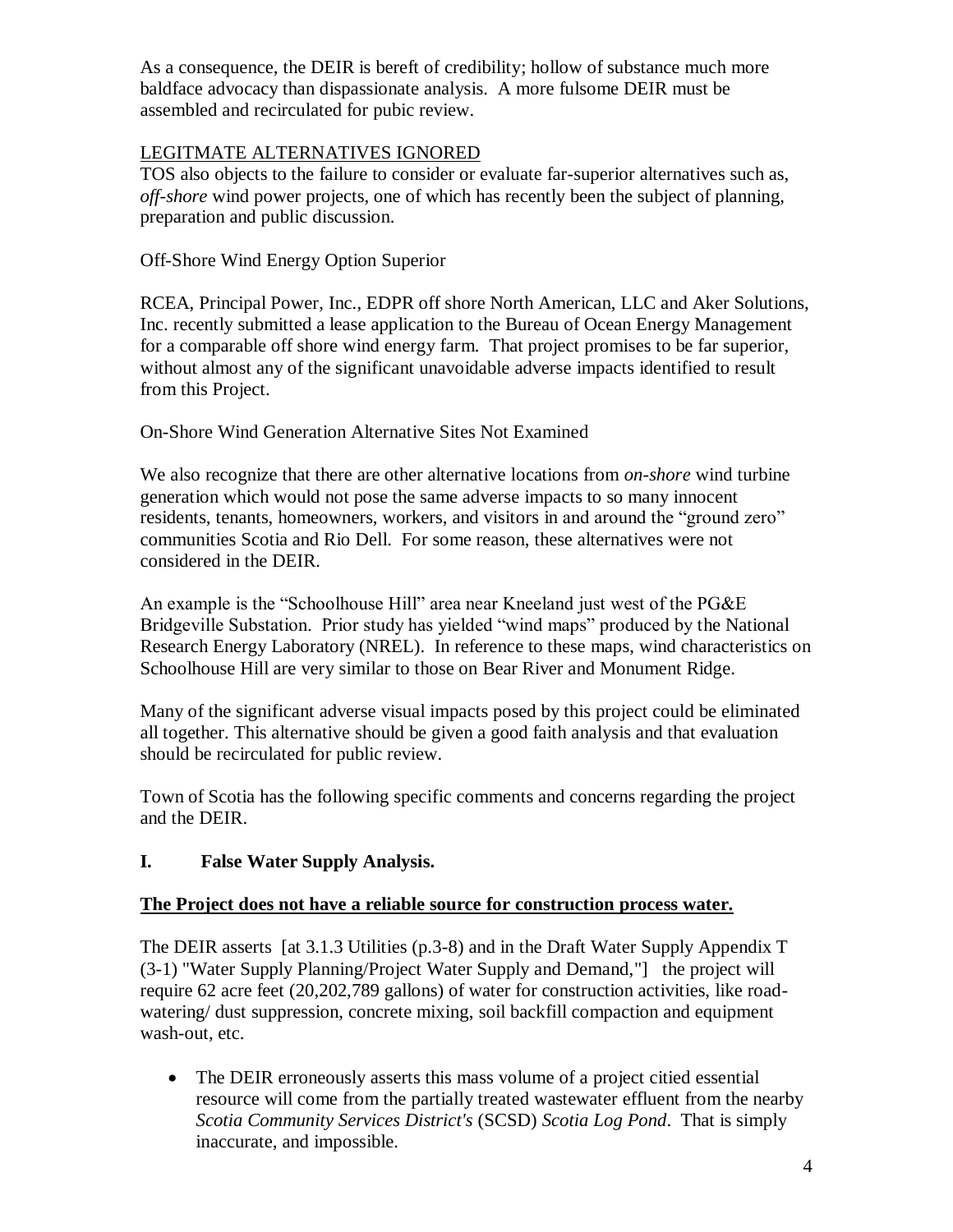As a consequence, the DEIR is bereft of credibility; hollow of substance much more baldface advocacy than dispassionate analysis. A more fulsome DEIR must be assembled and recirculated for pubic review.

LEGITMATE ALTERNATIVES IGNORED

TOS also objects to the failure to consider or evaluate far-superior alternatives such as, *off-shore* wind power projects, one of which has recently been the subject of planning, preparation and public discussion.

Off-Shore Wind Energy Option Superior

RCEA, Principal Power, Inc., EDPR off shore North American, LLC and Aker Solutions, Inc. recently submitted a lease application to the Bureau of Ocean Energy Management for a comparable off shore wind energy farm. That project promises to be far superior, without almost any of the significant unavoidable adverse impacts identified to result from this Project.

On-Shore Wind Generation Alternative Sites Not Examined

We also recognize that there are other alternative locations from *on-shore* wind turbine generation which would not pose the same adverse impacts to so many innocent residents, tenants, homeowners, workers, and visitors in and around the "ground zero" communities Scotia and Rio Dell. For some reason, these alternatives were not considered in the DEIR.

An example is the "Schoolhouse Hill" area near Kneeland just west of the PG&E Bridgeville Substation. Prior study has yielded "wind maps" produced by the National Research Energy Laboratory (NREL). In reference to these maps, wind characteristics on Schoolhouse Hill are very similar to those on Bear River and Monument Ridge.

Many of the significant adverse visual impacts posed by this project could be eliminated all together. This alternative should be given a good faith analysis and that evaluation should be recirculated for public review.

Town of Scotia has the following specific comments and concerns regarding the project and the DEIR.

**I. False Water Supply Analysis.**

**The Project does not have a reliable source for construction process water.**

The DEIR asserts [at 3.1.3 Utilities (p.3-8) and in the Draft Water Supply Appendix T (3-1) "Water Supply Planning/Project Water Supply and Demand,"] the project will require 62 acre feet (20,202,789 gallons) of water for construction activities, like road-watering/ dust suppression, concrete mixing, soil backfill compaction and equipment wash-out, etc.

- The DEIR erroneously asserts this mass volume of a project citied essential resource will come from the partially treated wastewater effluent from the nearby *Scotia Community Services District's* (SCSD) *Scotia Log Pond*. That is simply inaccurate, and impossible.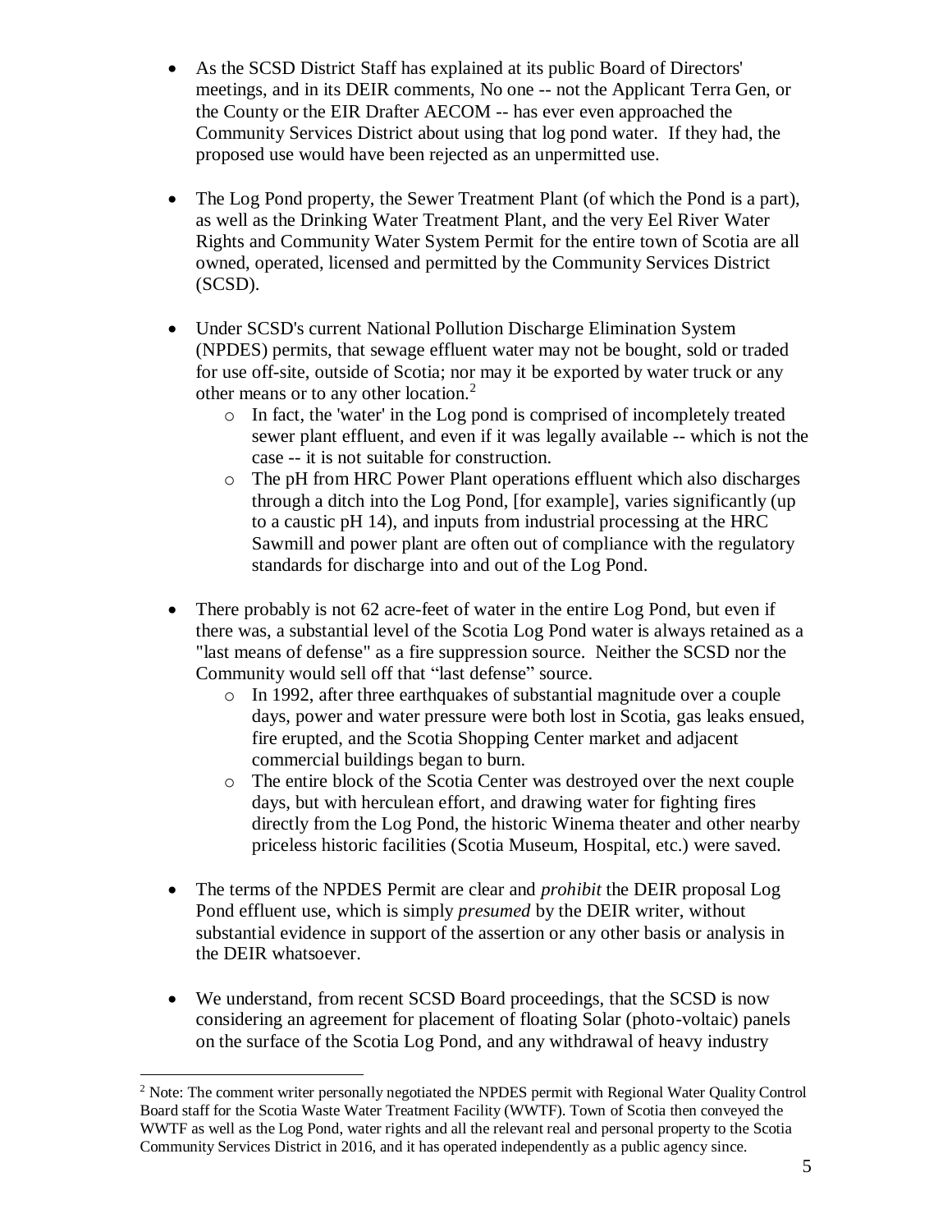- As the SCSD District Staff has explained at its public Board of Directors' meetings, and in its DEIR comments, No one -- not the Applicant Terra Gen, or the County or the EIR Drafter AECOM -- has ever even approached the Community Services District about using that log pond water. If they had, the proposed use would have been rejected as an unpermitted use.

- The Log Pond property, the Sewer Treatment Plant (of which the Pond is a part), as well as the Drinking Water Treatment Plant, and the very Eel River Water Rights and Community Water System Permit for the entire town of Scotia are all owned, operated, licensed and permitted by the Community Services District (SCSD).

- Under SCSD's current National Pollution Discharge Elimination System (NPDES) permits, that sewage effluent water may not be bought, sold or traded for use off-site, outside of Scotia; nor may it be exported by water truck or any other means or to any other location.[2]
  - In fact, the 'water' in the Log pond is comprised of incompletely treated sewer plant effluent, and even if it was legally available -- which is not the case -- it is not suitable for construction.
  - The pH from HRC Power Plant operations effluent which also discharges through a ditch into the Log Pond, [for example], varies significantly (up to a caustic pH 14), and inputs from industrial processing at the HRC Sawmill and power plant are often out of compliance with the regulatory standards for discharge into and out of the Log Pond.

- There probably is not 62 acre-feet of water in the entire Log Pond, but even if there was, a substantial level of the Scotia Log Pond water is always retained as a "last means of defense" as a fire suppression source. Neither the SCSD nor the Community would sell off that "last defense" source.
  - In 1992, after three earthquakes of substantial magnitude over a couple days, power and water pressure were both lost in Scotia, gas leaks ensued, fire erupted, and the Scotia Shopping Center market and adjacent commercial buildings began to burn.
  - The entire block of the Scotia Center was destroyed over the next couple days, but with herculean effort, and drawing water for fighting fires directly from the Log Pond, the historic Winema theater and other nearby priceless historic facilities (Scotia Museum, Hospital, etc.) were saved.

- The terms of the NPDES Permit are clear and *prohibit* the DEIR proposal Log Pond effluent use, which is simply *presumed* by the DEIR writer, without substantial evidence in support of the assertion or any other basis or analysis in the DEIR whatsoever.

- We understand, from recent SCSD Board proceedings, that the SCSD is now considering an agreement for placement of floating Solar (photo-voltaic) panels on the surface of the Scotia Log Pond, and any withdrawal of heavy industry

---

[2] Note: The comment writer personally negotiated the NPDES permit with Regional Water Quality Control Board staff for the Scotia Waste Water Treatment Facility (WWTF). Town of Scotia then conveyed the WWTF as well as the Log Pond, water rights and all the relevant real and personal property to the Scotia Community Services District in 2016, and it has operated independently as a public agency since.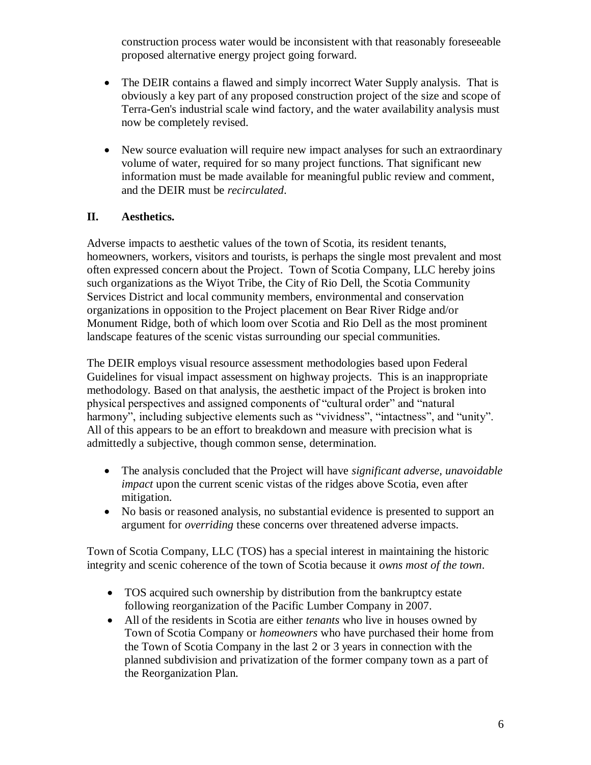construction process water would be inconsistent with that reasonably foreseeable proposed alternative energy project going forward.

- The DEIR contains a flawed and simply incorrect Water Supply analysis. That is obviously a key part of any proposed construction project of the size and scope of Terra-Gen's industrial scale wind factory, and the water availability analysis must now be completely revised.

- New source evaluation will require new impact analyses for such an extraordinary volume of water, required for so many project functions. That significant new information must be made available for meaningful public review and comment, and the DEIR must be *recirculated*.

## II. Aesthetics.

Adverse impacts to aesthetic values of the town of Scotia, its resident tenants, homeowners, workers, visitors and tourists, is perhaps the single most prevalent and most often expressed concern about the Project. Town of Scotia Company, LLC hereby joins such organizations as the Wiyot Tribe, the City of Rio Dell, the Scotia Community Services District and local community members, environmental and conservation organizations in opposition to the Project placement on Bear River Ridge and/or Monument Ridge, both of which loom over Scotia and Rio Dell as the most prominent landscape features of the scenic vistas surrounding our special communities.

The DEIR employs visual resource assessment methodologies based upon Federal Guidelines for visual impact assessment on highway projects. This is an inappropriate methodology. Based on that analysis, the aesthetic impact of the Project is broken into physical perspectives and assigned components of "cultural order" and "natural harmony", including subjective elements such as "vividness", "intactness", and "unity". All of this appears to be an effort to breakdown and measure with precision what is admittedly a subjective, though common sense, determination.

- The analysis concluded that the Project will have *significant adverse, unavoidable impact* upon the current scenic vistas of the ridges above Scotia, even after mitigation.
- No basis or reasoned analysis, no substantial evidence is presented to support an argument for *overriding* these concerns over threatened adverse impacts.

Town of Scotia Company, LLC (TOS) has a special interest in maintaining the historic integrity and scenic coherence of the town of Scotia because it *owns most of the town*.

- TOS acquired such ownership by distribution from the bankruptcy estate following reorganization of the Pacific Lumber Company in 2007.
- All of the residents in Scotia are either *tenants* who live in houses owned by Town of Scotia Company or *homeowners* who have purchased their home from the Town of Scotia Company in the last 2 or 3 years in connection with the planned subdivision and privatization of the former company town as a part of the Reorganization Plan.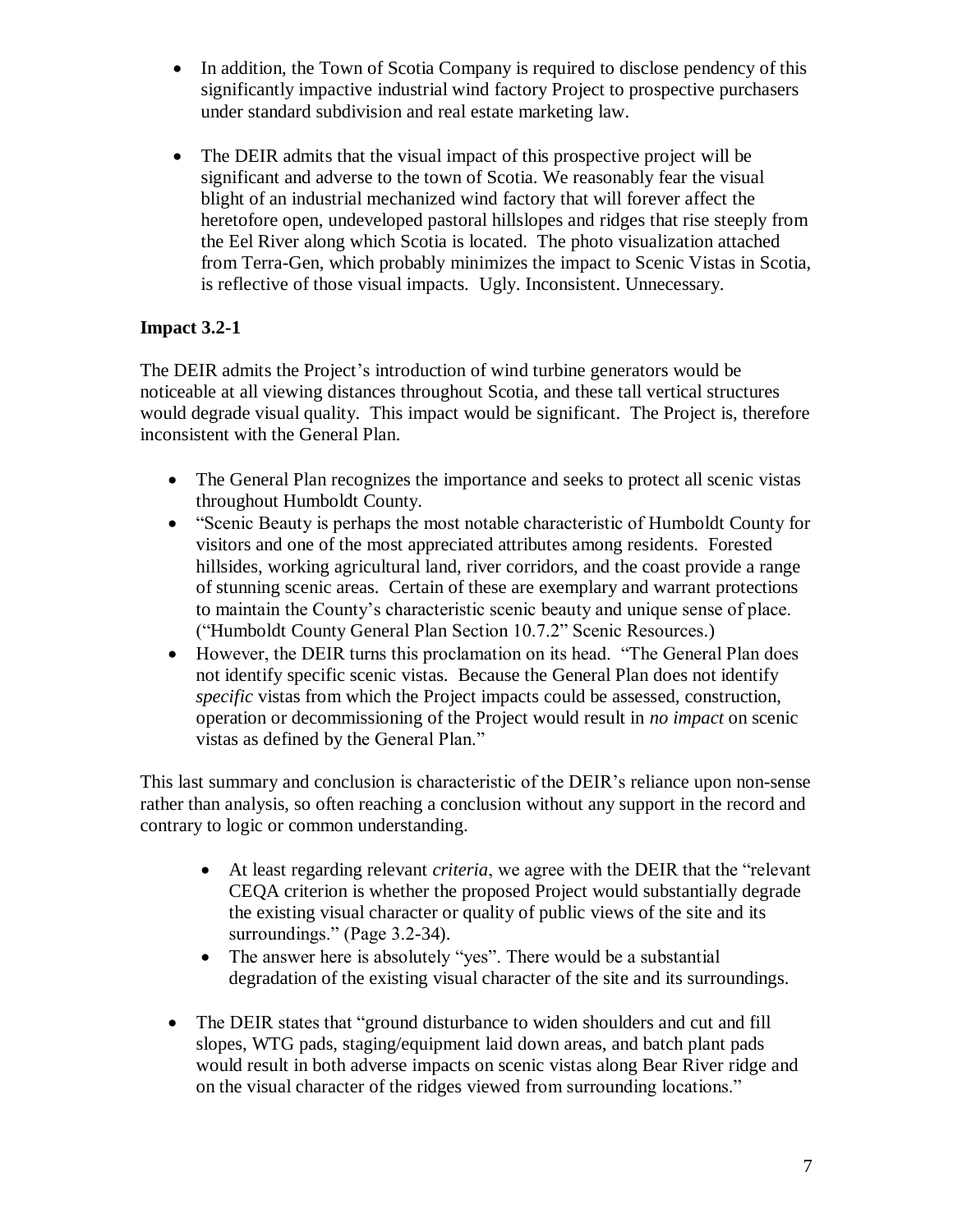- In addition, the Town of Scotia Company is required to disclose pendency of this significantly impactive industrial wind factory Project to prospective purchasers under standard subdivision and real estate marketing law.

- The DEIR admits that the visual impact of this prospective project will be significant and adverse to the town of Scotia. We reasonably fear the visual blight of an industrial mechanized wind factory that will forever affect the heretofore open, undeveloped pastoral hillslopes and ridges that rise steeply from the Eel River along which Scotia is located. The photo visualization attached from Terra-Gen, which probably minimizes the impact to Scenic Vistas in Scotia, is reflective of those visual impacts. Ugly. Inconsistent. Unnecessary.

**Impact 3.2-1**

The DEIR admits the Project's introduction of wind turbine generators would be noticeable at all viewing distances throughout Scotia, and these tall vertical structures would degrade visual quality. This impact would be significant. The Project is, therefore inconsistent with the General Plan.

- The General Plan recognizes the importance and seeks to protect all scenic vistas throughout Humboldt County.
- "Scenic Beauty is perhaps the most notable characteristic of Humboldt County for visitors and one of the most appreciated attributes among residents. Forested hillsides, working agricultural land, river corridors, and the coast provide a range of stunning scenic areas. Certain of these are exemplary and warrant protections to maintain the County's characteristic scenic beauty and unique sense of place. ("Humboldt County General Plan Section 10.7.2" Scenic Resources.)
- However, the DEIR turns this proclamation on its head. "The General Plan does not identify specific scenic vistas. Because the General Plan does not identify *specific* vistas from which the Project impacts could be assessed, construction, operation or decommissioning of the Project would result in *no impact* on scenic vistas as defined by the General Plan."

This last summary and conclusion is characteristic of the DEIR's reliance upon non-sense rather than analysis, so often reaching a conclusion without any support in the record and contrary to logic or common understanding.

  - At least regarding relevant *criteria*, we agree with the DEIR that the "relevant CEQA criterion is whether the proposed Project would substantially degrade the existing visual character or quality of public views of the site and its surroundings." (Page 3.2-34).
  - The answer here is absolutely "yes". There would be a substantial degradation of the existing visual character of the site and its surroundings.

- The DEIR states that "ground disturbance to widen shoulders and cut and fill slopes, WTG pads, staging/equipment laid down areas, and batch plant pads would result in both adverse impacts on scenic vistas along Bear River ridge and on the visual character of the ridges viewed from surrounding locations."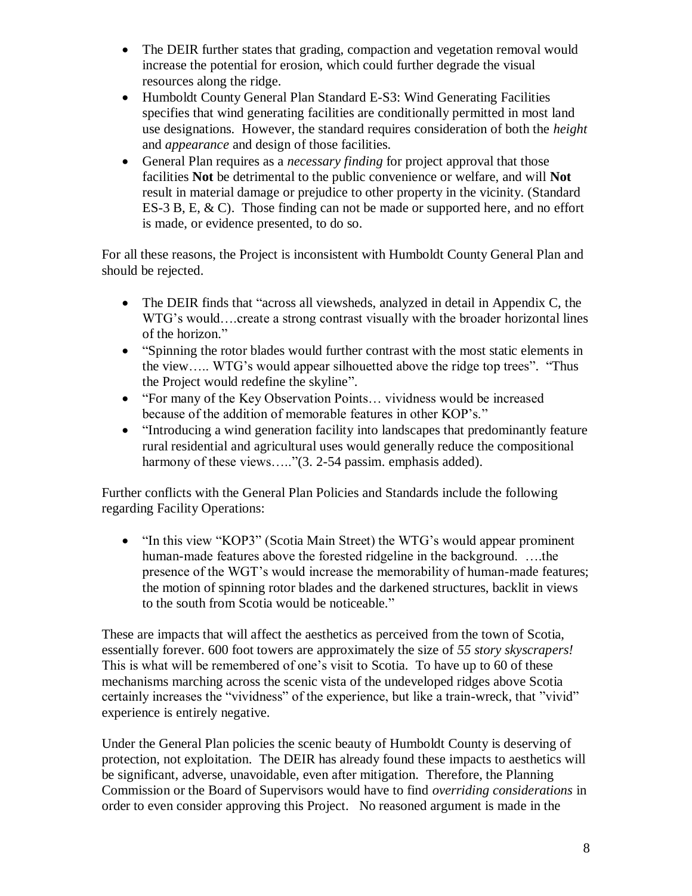- The DEIR further states that grading, compaction and vegetation removal would increase the potential for erosion, which could further degrade the visual resources along the ridge.
- Humboldt County General Plan Standard E-S3: Wind Generating Facilities specifies that wind generating facilities are conditionally permitted in most land use designations. However, the standard requires consideration of both the *height* and *appearance* and design of those facilities.
- General Plan requires as a *necessary finding* for project approval that those facilities **Not** be detrimental to the public convenience or welfare, and will **Not** result in material damage or prejudice to other property in the vicinity. (Standard ES-3 B, E, & C). Those finding can not be made or supported here, and no effort is made, or evidence presented, to do so.

For all these reasons, the Project is inconsistent with Humboldt County General Plan and should be rejected.

- The DEIR finds that "across all viewsheds, analyzed in detail in Appendix C, the WTG's would….create a strong contrast visually with the broader horizontal lines of the horizon."
- "Spinning the rotor blades would further contrast with the most static elements in the view….. WTG's would appear silhouetted above the ridge top trees". "Thus the Project would redefine the skyline".
- "For many of the Key Observation Points… vividness would be increased because of the addition of memorable features in other KOP's."
- "Introducing a wind generation facility into landscapes that predominantly feature rural residential and agricultural uses would generally reduce the compositional harmony of these views….."(3. 2-54 passim. emphasis added).

Further conflicts with the General Plan Policies and Standards include the following regarding Facility Operations:

- "In this view "KOP3" (Scotia Main Street) the WTG's would appear prominent human-made features above the forested ridgeline in the background. ….the presence of the WGT's would increase the memorability of human-made features; the motion of spinning rotor blades and the darkened structures, backlit in views to the south from Scotia would be noticeable."

These are impacts that will affect the aesthetics as perceived from the town of Scotia, essentially forever. 600 foot towers are approximately the size of *55 story skyscrapers!* This is what will be remembered of one's visit to Scotia. To have up to 60 of these mechanisms marching across the scenic vista of the undeveloped ridges above Scotia certainly increases the "vividness" of the experience, but like a train-wreck, that "vivid" experience is entirely negative.

Under the General Plan policies the scenic beauty of Humboldt County is deserving of protection, not exploitation. The DEIR has already found these impacts to aesthetics will be significant, adverse, unavoidable, even after mitigation. Therefore, the Planning Commission or the Board of Supervisors would have to find *overriding considerations* in order to even consider approving this Project. No reasoned argument is made in the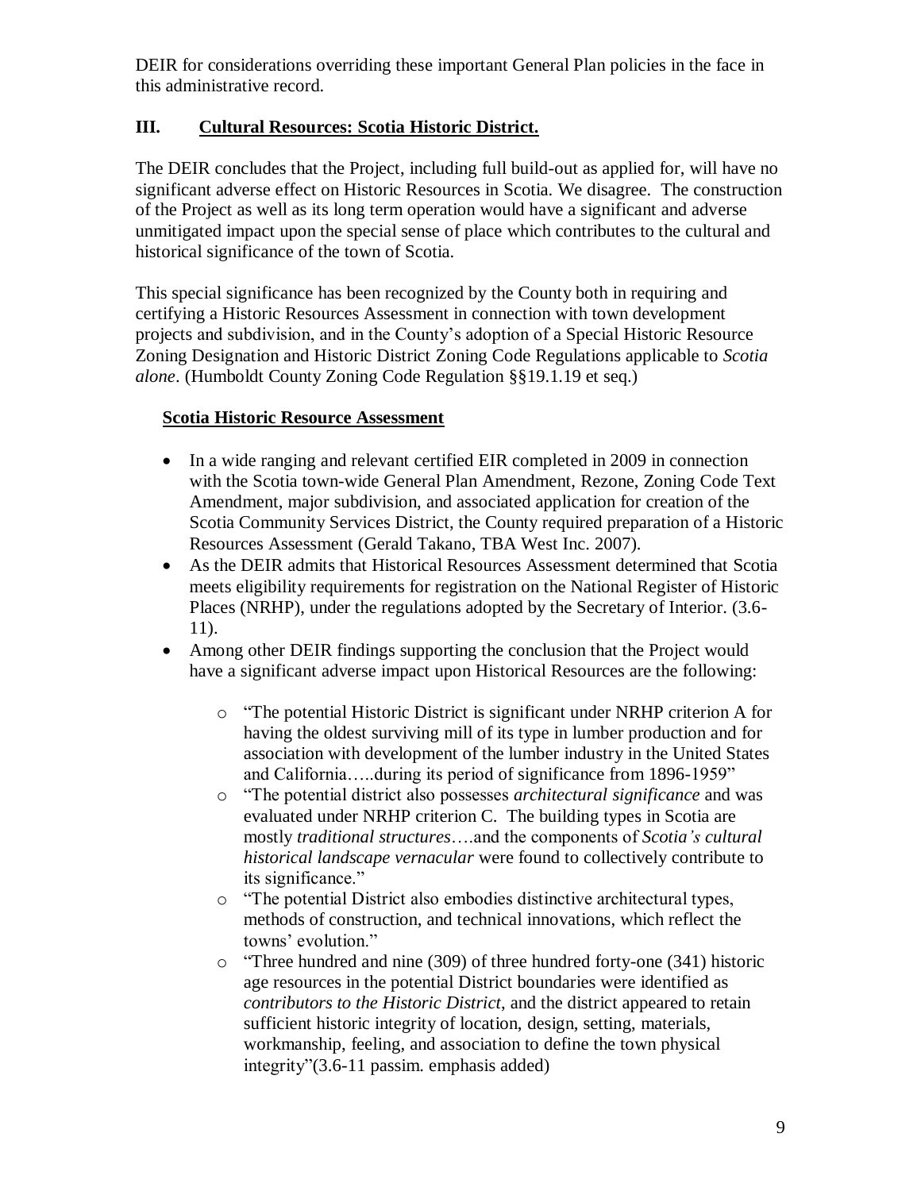DEIR for considerations overriding these important General Plan policies in the face in this administrative record.

## III. <u>Cultural Resources: Scotia Historic District.</u>

The DEIR concludes that the Project, including full build-out as applied for, will have no significant adverse effect on Historic Resources in Scotia. We disagree. The construction of the Project as well as its long term operation would have a significant and adverse unmitigated impact upon the special sense of place which contributes to the cultural and historical significance of the town of Scotia.

This special significance has been recognized by the County both in requiring and certifying a Historic Resources Assessment in connection with town development projects and subdivision, and in the County's adoption of a Special Historic Resource Zoning Designation and Historic District Zoning Code Regulations applicable to *Scotia alone*. (Humboldt County Zoning Code Regulation §§19.1.19 et seq.)

### <u>Scotia Historic Resource Assessment</u>

- In a wide ranging and relevant certified EIR completed in 2009 in connection with the Scotia town-wide General Plan Amendment, Rezone, Zoning Code Text Amendment, major subdivision, and associated application for creation of the Scotia Community Services District, the County required preparation of a Historic Resources Assessment (Gerald Takano, TBA West Inc. 2007).
- As the DEIR admits that Historical Resources Assessment determined that Scotia meets eligibility requirements for registration on the National Register of Historic Places (NRHP), under the regulations adopted by the Secretary of Interior. (3.6-11).
- Among other DEIR findings supporting the conclusion that the Project would have a significant adverse impact upon Historical Resources are the following:
  - "The potential Historic District is significant under NRHP criterion A for having the oldest surviving mill of its type in lumber production and for association with development of the lumber industry in the United States and California…..during its period of significance from 1896-1959"
  - "The potential district also possesses *architectural significance* and was evaluated under NRHP criterion C. The building types in Scotia are mostly *traditional structures*….and the components of *Scotia's cultural historical landscape vernacular* were found to collectively contribute to its significance."
  - "The potential District also embodies distinctive architectural types, methods of construction, and technical innovations, which reflect the towns' evolution."
  - "Three hundred and nine (309) of three hundred forty-one (341) historic age resources in the potential District boundaries were identified as *contributors to the Historic District*, and the district appeared to retain sufficient historic integrity of location, design, setting, materials, workmanship, feeling, and association to define the town physical integrity"(3.6-11 passim. emphasis added)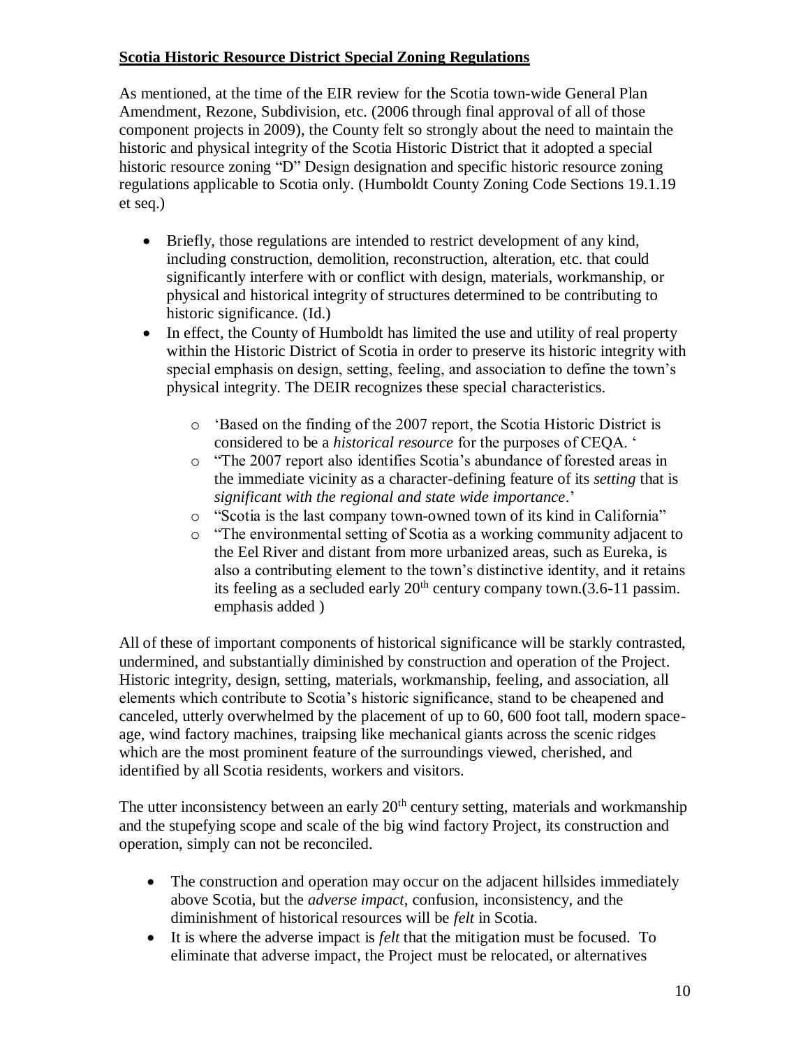**Scotia Historic Resource District Special Zoning Regulations**

As mentioned, at the time of the EIR review for the Scotia town-wide General Plan Amendment, Rezone, Subdivision, etc. (2006 through final approval of all of those component projects in 2009), the County felt so strongly about the need to maintain the historic and physical integrity of the Scotia Historic District that it adopted a special historic resource zoning "D" Design designation and specific historic resource zoning regulations applicable to Scotia only. (Humboldt County Zoning Code Sections 19.1.19 et seq.)

- Briefly, those regulations are intended to restrict development of any kind, including construction, demolition, reconstruction, alteration, etc. that could significantly interfere with or conflict with design, materials, workmanship, or physical and historical integrity of structures determined to be contributing to historic significance. (Id.)
- In effect, the County of Humboldt has limited the use and utility of real property within the Historic District of Scotia in order to preserve its historic integrity with special emphasis on design, setting, feeling, and association to define the town's physical integrity. The DEIR recognizes these special characteristics.
    - 'Based on the finding of the 2007 report, the Scotia Historic District is considered to be a *historical resource* for the purposes of CEQA. '
    - "The 2007 report also identifies Scotia's abundance of forested areas in the immediate vicinity as a character-defining feature of its *setting* that is *significant with the regional and state wide importance*.'
    - "Scotia is the last company town-owned town of its kind in California"
    - "The environmental setting of Scotia as a working community adjacent to the Eel River and distant from more urbanized areas, such as Eureka, is also a contributing element to the town's distinctive identity, and it retains its feeling as a secluded early 20th century company town.(3.6-11 passim. emphasis added )

All of these of important components of historical significance will be starkly contrasted, undermined, and substantially diminished by construction and operation of the Project. Historic integrity, design, setting, materials, workmanship, feeling, and association, all elements which contribute to Scotia's historic significance, stand to be cheapened and canceled, utterly overwhelmed by the placement of up to 60, 600 foot tall, modern space-age, wind factory machines, traipsing like mechanical giants across the scenic ridges which are the most prominent feature of the surroundings viewed, cherished, and identified by all Scotia residents, workers and visitors.

The utter inconsistency between an early 20th century setting, materials and workmanship and the stupefying scope and scale of the big wind factory Project, its construction and operation, simply can not be reconciled.

- The construction and operation may occur on the adjacent hillsides immediately above Scotia, but the *adverse impact*, confusion, inconsistency, and the diminishment of historical resources will be *felt* in Scotia.
- It is where the adverse impact is *felt* that the mitigation must be focused. To eliminate that adverse impact, the Project must be relocated, or alternatives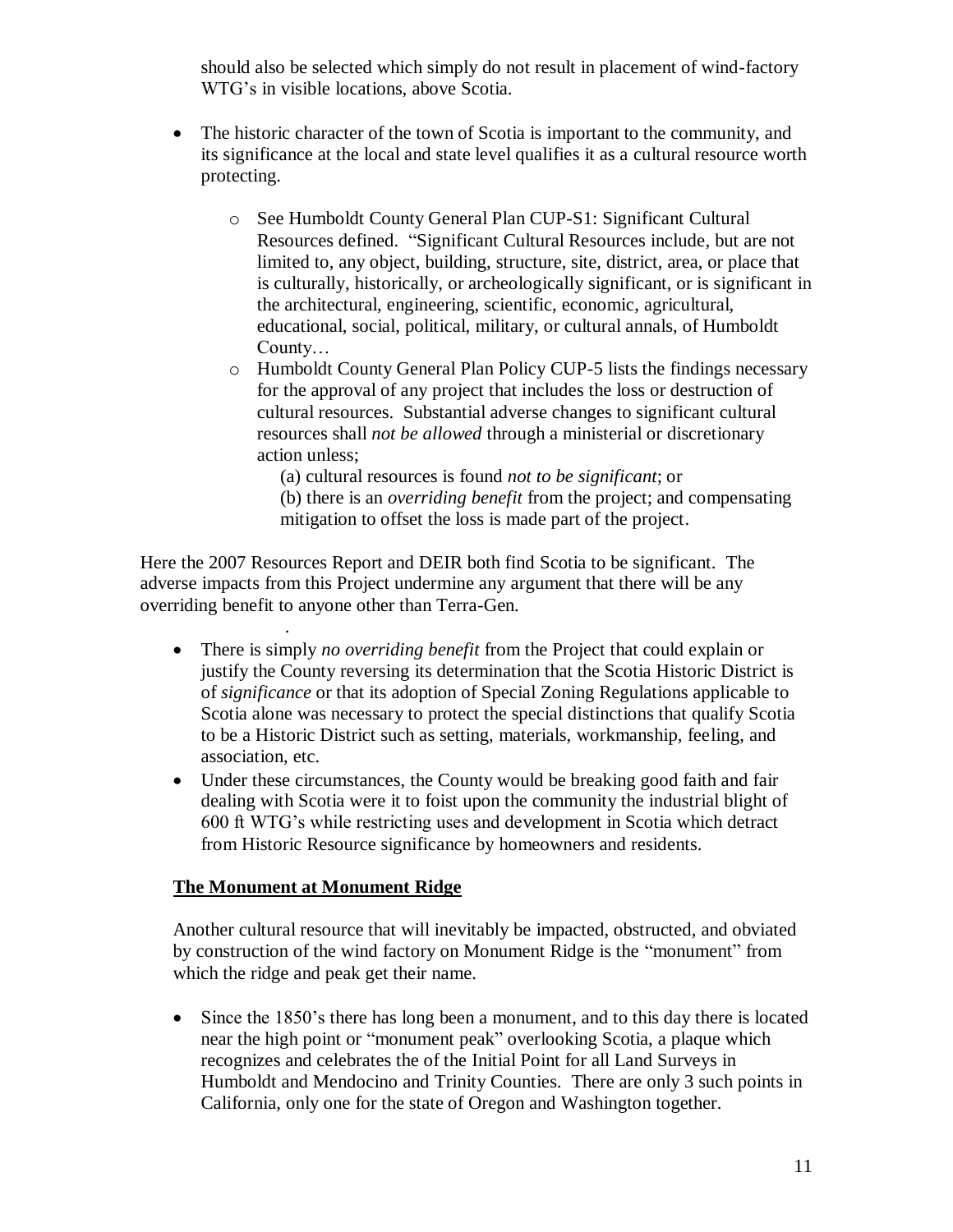should also be selected which simply do not result in placement of wind-factory WTG's in visible locations, above Scotia.

- The historic character of the town of Scotia is important to the community, and its significance at the local and state level qualifies it as a cultural resource worth protecting.
  - See Humboldt County General Plan CUP-S1: Significant Cultural Resources defined. "Significant Cultural Resources include, but are not limited to, any object, building, structure, site, district, area, or place that is culturally, historically, or archeologically significant, or is significant in the architectural, engineering, scientific, economic, agricultural, educational, social, political, military, or cultural annals, of Humboldt County…
  - Humboldt County General Plan Policy CUP-5 lists the findings necessary for the approval of any project that includes the loss or destruction of cultural resources. Substantial adverse changes to significant cultural resources shall *not be allowed* through a ministerial or discretionary action unless;

    (a) cultural resources is found *not to be significant*; or

    (b) there is an *overriding benefit* from the project; and compensating mitigation to offset the loss is made part of the project.

Here the 2007 Resources Report and DEIR both find Scotia to be significant. The adverse impacts from this Project undermine any argument that there will be any overriding benefit to anyone other than Terra-Gen.

.

- There is simply *no overriding benefit* from the Project that could explain or justify the County reversing its determination that the Scotia Historic District is of *significance* or that its adoption of Special Zoning Regulations applicable to Scotia alone was necessary to protect the special distinctions that qualify Scotia to be a Historic District such as setting, materials, workmanship, feeling, and association, etc.
- Under these circumstances, the County would be breaking good faith and fair dealing with Scotia were it to foist upon the community the industrial blight of 600 ft WTG's while restricting uses and development in Scotia which detract from Historic Resource significance by homeowners and residents.

**The Monument at Monument Ridge**

Another cultural resource that will inevitably be impacted, obstructed, and obviated by construction of the wind factory on Monument Ridge is the "monument" from which the ridge and peak get their name.

- Since the 1850's there has long been a monument, and to this day there is located near the high point or "monument peak" overlooking Scotia, a plaque which recognizes and celebrates the of the Initial Point for all Land Surveys in Humboldt and Mendocino and Trinity Counties. There are only 3 such points in California, only one for the state of Oregon and Washington together.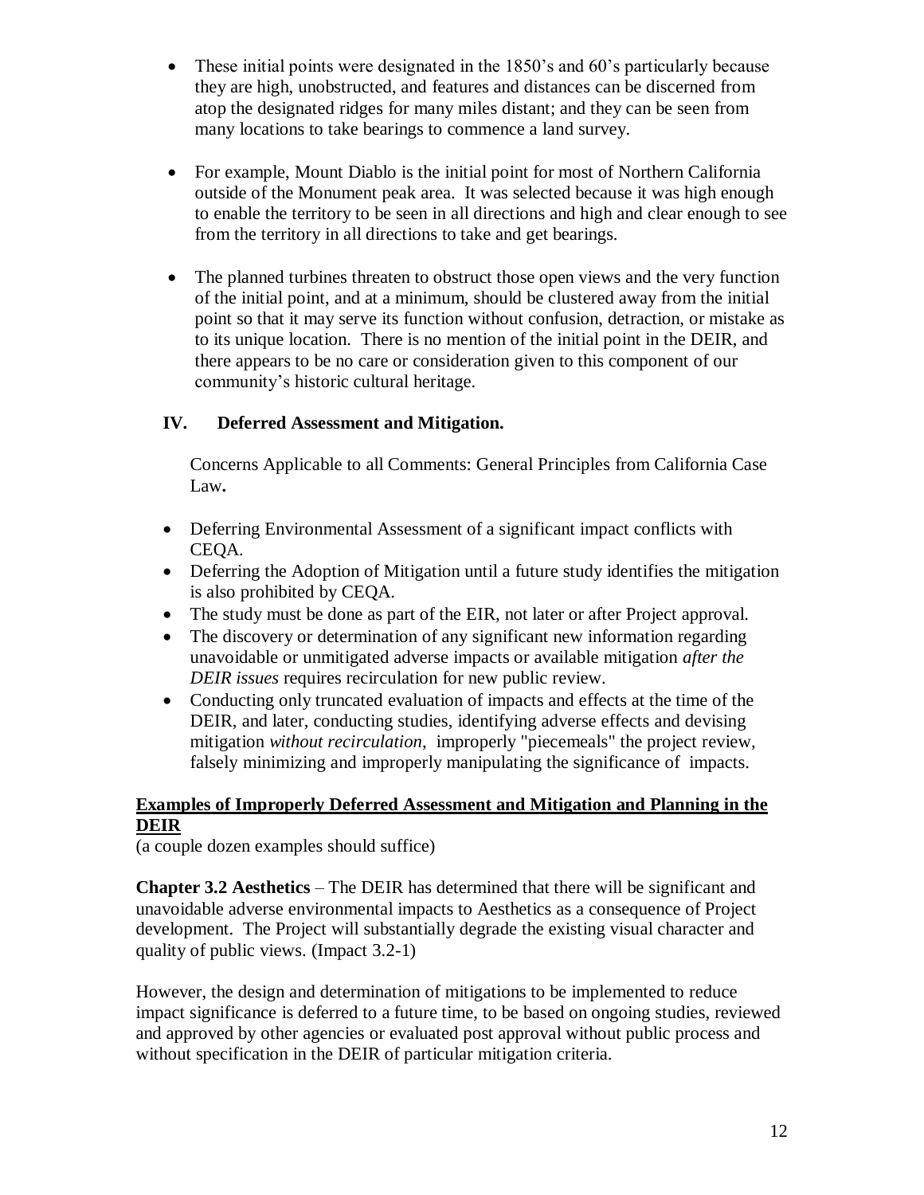- These initial points were designated in the 1850's and 60's particularly because they are high, unobstructed, and features and distances can be discerned from atop the designated ridges for many miles distant; and they can be seen from many locations to take bearings to commence a land survey.

- For example, Mount Diablo is the initial point for most of Northern California outside of the Monument peak area. It was selected because it was high enough to enable the territory to be seen in all directions and high and clear enough to see from the territory in all directions to take and get bearings.

- The planned turbines threaten to obstruct those open views and the very function of the initial point, and at a minimum, should be clustered away from the initial point so that it may serve its function without confusion, detraction, or mistake as to its unique location. There is no mention of the initial point in the DEIR, and there appears to be no care or consideration given to this component of our community's historic cultural heritage.

## IV. Deferred Assessment and Mitigation.

Concerns Applicable to all Comments: General Principles from California Case Law**.**

- Deferring Environmental Assessment of a significant impact conflicts with CEQA.
- Deferring the Adoption of Mitigation until a future study identifies the mitigation is also prohibited by CEQA.
- The study must be done as part of the EIR, not later or after Project approval.
- The discovery or determination of any significant new information regarding unavoidable or unmitigated adverse impacts or available mitigation *after the DEIR issues* requires recirculation for new public review.
- Conducting only truncated evaluation of impacts and effects at the time of the DEIR, and later, conducting studies, identifying adverse effects and devising mitigation *without recirculation*, improperly "piecemeals" the project review, falsely minimizing and improperly manipulating the significance of impacts.

**Examples of Improperly Deferred Assessment and Mitigation and Planning in the DEIR**

(a couple dozen examples should suffice)

**Chapter 3.2 Aesthetics** – The DEIR has determined that there will be significant and unavoidable adverse environmental impacts to Aesthetics as a consequence of Project development. The Project will substantially degrade the existing visual character and quality of public views. (Impact 3.2-1)

However, the design and determination of mitigations to be implemented to reduce impact significance is deferred to a future time, to be based on ongoing studies, reviewed and approved by other agencies or evaluated post approval without public process and without specification in the DEIR of particular mitigation criteria.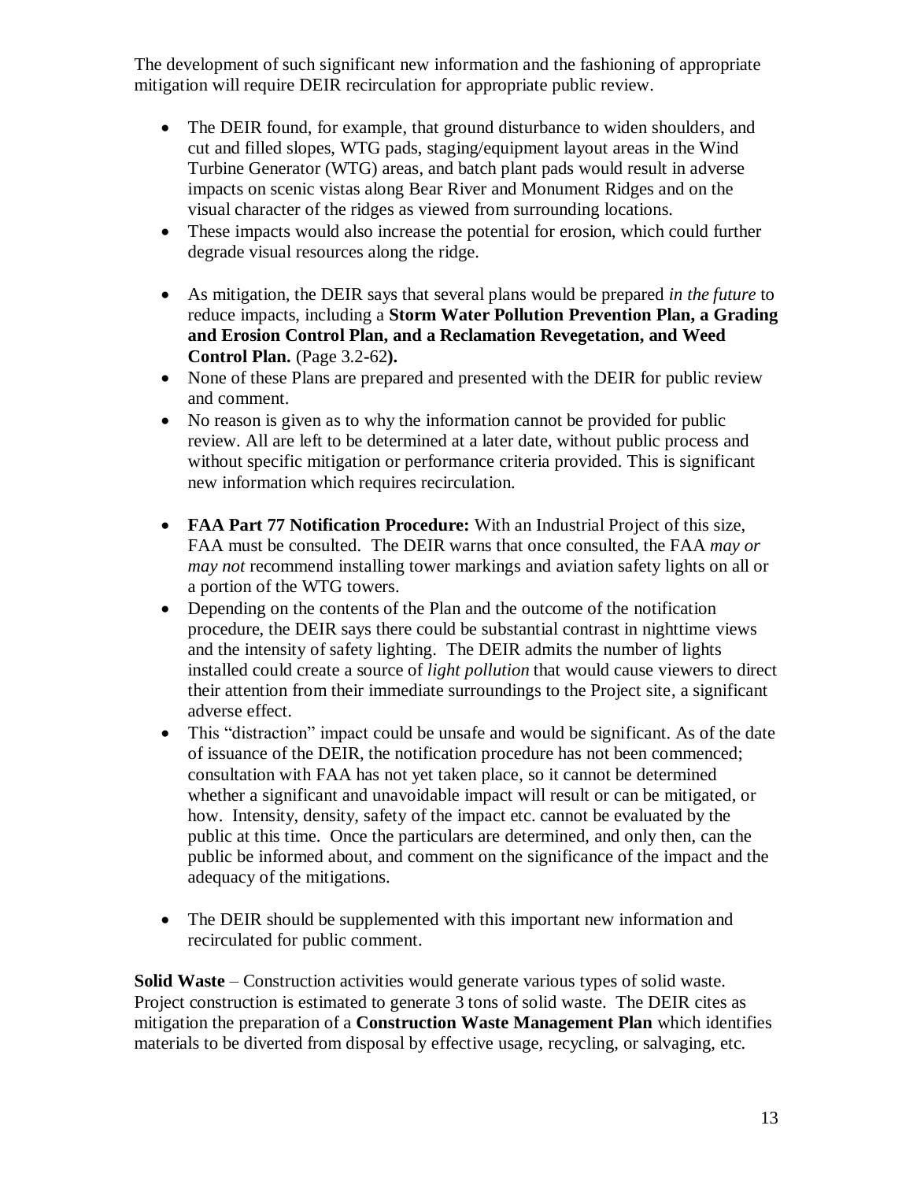The development of such significant new information and the fashioning of appropriate mitigation will require DEIR recirculation for appropriate public review.

- The DEIR found, for example, that ground disturbance to widen shoulders, and cut and filled slopes, WTG pads, staging/equipment layout areas in the Wind Turbine Generator (WTG) areas, and batch plant pads would result in adverse impacts on scenic vistas along Bear River and Monument Ridges and on the visual character of the ridges as viewed from surrounding locations.
- These impacts would also increase the potential for erosion, which could further degrade visual resources along the ridge.

- As mitigation, the DEIR says that several plans would be prepared *in the future* to reduce impacts, including a **Storm Water Pollution Prevention Plan, a Grading and Erosion Control Plan, and a Reclamation Revegetation, and Weed Control Plan.** (Page 3.2-62**).**
- None of these Plans are prepared and presented with the DEIR for public review and comment.
- No reason is given as to why the information cannot be provided for public review. All are left to be determined at a later date, without public process and without specific mitigation or performance criteria provided. This is significant new information which requires recirculation.

- **FAA Part 77 Notification Procedure:** With an Industrial Project of this size, FAA must be consulted. The DEIR warns that once consulted, the FAA *may or may not* recommend installing tower markings and aviation safety lights on all or a portion of the WTG towers.
- Depending on the contents of the Plan and the outcome of the notification procedure, the DEIR says there could be substantial contrast in nighttime views and the intensity of safety lighting. The DEIR admits the number of lights installed could create a source of *light pollution* that would cause viewers to direct their attention from their immediate surroundings to the Project site, a significant adverse effect.
- This "distraction" impact could be unsafe and would be significant. As of the date of issuance of the DEIR, the notification procedure has not been commenced; consultation with FAA has not yet taken place, so it cannot be determined whether a significant and unavoidable impact will result or can be mitigated, or how. Intensity, density, safety of the impact etc. cannot be evaluated by the public at this time. Once the particulars are determined, and only then, can the public be informed about, and comment on the significance of the impact and the adequacy of the mitigations.

- The DEIR should be supplemented with this important new information and recirculated for public comment.

**Solid Waste** – Construction activities would generate various types of solid waste. Project construction is estimated to generate 3 tons of solid waste. The DEIR cites as mitigation the preparation of a **Construction Waste Management Plan** which identifies materials to be diverted from disposal by effective usage, recycling, or salvaging, etc.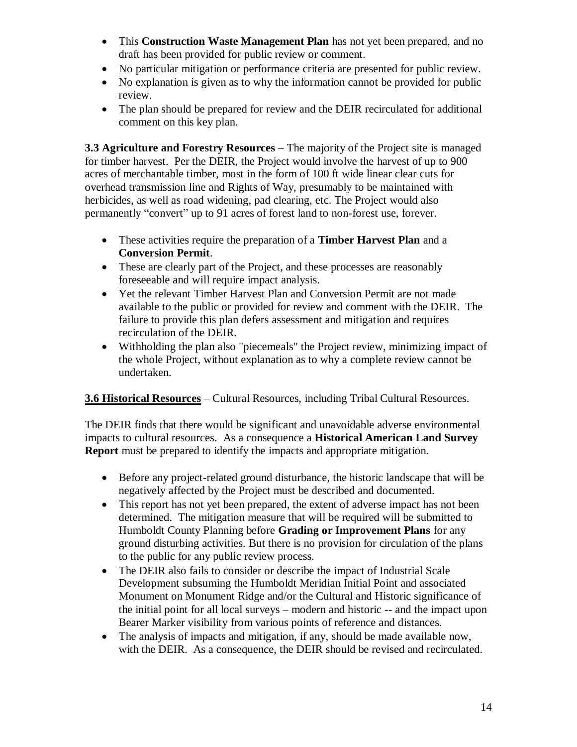- This **Construction Waste Management Plan** has not yet been prepared, and no draft has been provided for public review or comment.
- No particular mitigation or performance criteria are presented for public review.
- No explanation is given as to why the information cannot be provided for public review.
- The plan should be prepared for review and the DEIR recirculated for additional comment on this key plan.

**3.3 Agriculture and Forestry Resources** – The majority of the Project site is managed for timber harvest. Per the DEIR, the Project would involve the harvest of up to 900 acres of merchantable timber, most in the form of 100 ft wide linear clear cuts for overhead transmission line and Rights of Way, presumably to be maintained with herbicides, as well as road widening, pad clearing, etc. The Project would also permanently "convert" up to 91 acres of forest land to non-forest use, forever.

- These activities require the preparation of a **Timber Harvest Plan** and a **Conversion Permit**.
- These are clearly part of the Project, and these processes are reasonably foreseeable and will require impact analysis.
- Yet the relevant Timber Harvest Plan and Conversion Permit are not made available to the public or provided for review and comment with the DEIR. The failure to provide this plan defers assessment and mitigation and requires recirculation of the DEIR.
- Withholding the plan also "piecemeals" the Project review, minimizing impact of the whole Project, without explanation as to why a complete review cannot be undertaken.

**3.6 Historical Resources** – Cultural Resources, including Tribal Cultural Resources.

The DEIR finds that there would be significant and unavoidable adverse environmental impacts to cultural resources. As a consequence a **Historical American Land Survey Report** must be prepared to identify the impacts and appropriate mitigation.

- Before any project-related ground disturbance, the historic landscape that will be negatively affected by the Project must be described and documented.
- This report has not yet been prepared, the extent of adverse impact has not been determined. The mitigation measure that will be required will be submitted to Humboldt County Planning before **Grading or Improvement Plans** for any ground disturbing activities. But there is no provision for circulation of the plans to the public for any public review process.
- The DEIR also fails to consider or describe the impact of Industrial Scale Development subsuming the Humboldt Meridian Initial Point and associated Monument on Monument Ridge and/or the Cultural and Historic significance of the initial point for all local surveys – modern and historic -- and the impact upon Bearer Marker visibility from various points of reference and distances.
- The analysis of impacts and mitigation, if any, should be made available now, with the DEIR. As a consequence, the DEIR should be revised and recirculated.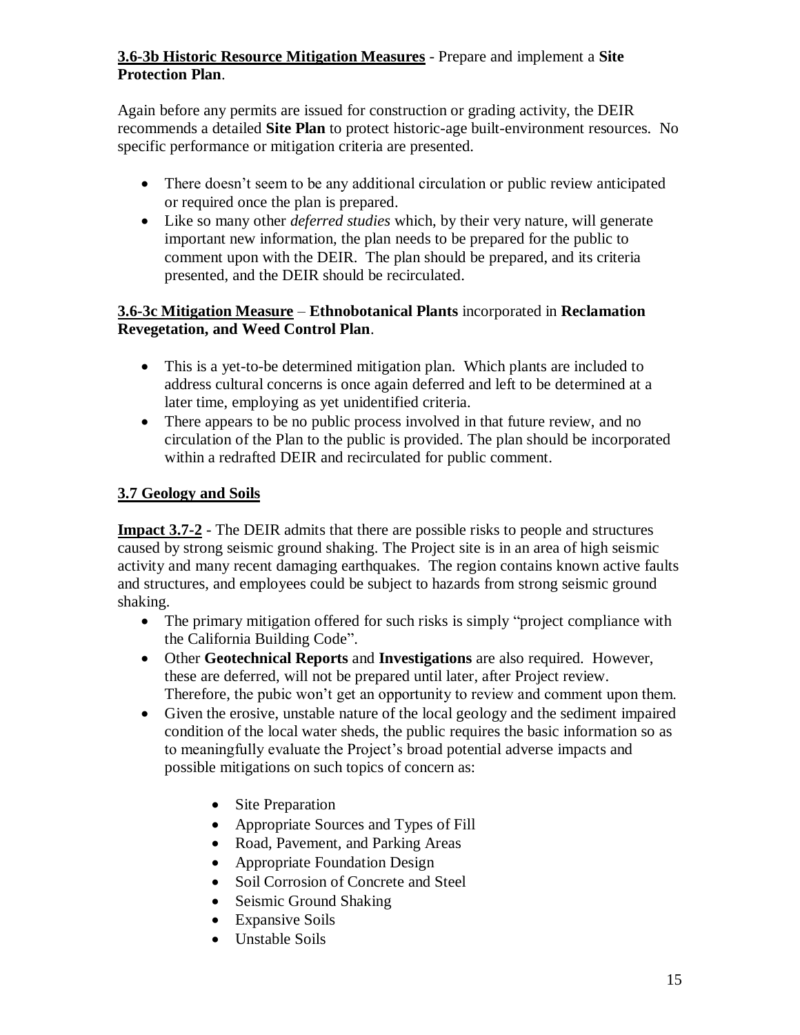**<u>3.6-3b Historic Resource Mitigation Measures</u>** - Prepare and implement a **Site Protection Plan**.

Again before any permits are issued for construction or grading activity, the DEIR recommends a detailed **Site Plan** to protect historic-age built-environment resources. No specific performance or mitigation criteria are presented.

- There doesn't seem to be any additional circulation or public review anticipated or required once the plan is prepared.
- Like so many other *deferred studies* which, by their very nature, will generate important new information, the plan needs to be prepared for the public to comment upon with the DEIR. The plan should be prepared, and its criteria presented, and the DEIR should be recirculated.

**<u>3.6-3c Mitigation Measure</u>** – **Ethnobotanical Plants** incorporated in **Reclamation Revegetation, and Weed Control Plan**.

- This is a yet-to-be determined mitigation plan. Which plants are included to address cultural concerns is once again deferred and left to be determined at a later time, employing as yet unidentified criteria.
- There appears to be no public process involved in that future review, and no circulation of the Plan to the public is provided. The plan should be incorporated within a redrafted DEIR and recirculated for public comment.

## <u>3.7 Geology and Soils</u>

**<u>Impact 3.7-2</u>** - The DEIR admits that there are possible risks to people and structures caused by strong seismic ground shaking. The Project site is in an area of high seismic activity and many recent damaging earthquakes. The region contains known active faults and structures, and employees could be subject to hazards from strong seismic ground shaking.

- The primary mitigation offered for such risks is simply "project compliance with the California Building Code".
- Other **Geotechnical Reports** and **Investigations** are also required. However, these are deferred, will not be prepared until later, after Project review. Therefore, the pubic won't get an opportunity to review and comment upon them.
- Given the erosive, unstable nature of the local geology and the sediment impaired condition of the local water sheds, the public requires the basic information so as to meaningfully evaluate the Project's broad potential adverse impacts and possible mitigations on such topics of concern as:
    - Site Preparation
    - Appropriate Sources and Types of Fill
    - Road, Pavement, and Parking Areas
    - Appropriate Foundation Design
    - Soil Corrosion of Concrete and Steel
    - Seismic Ground Shaking
    - Expansive Soils
    - Unstable Soils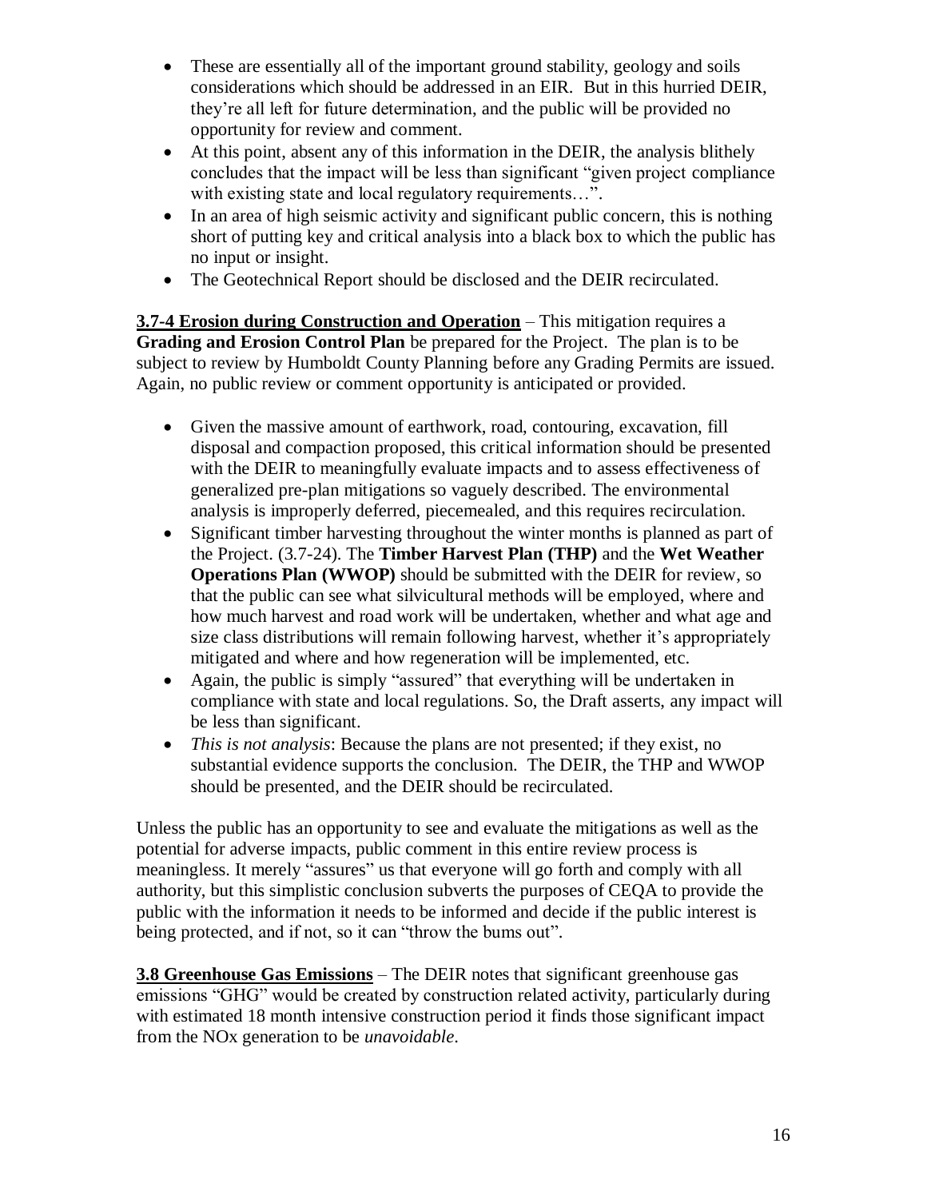- These are essentially all of the important ground stability, geology and soils considerations which should be addressed in an EIR. But in this hurried DEIR, they're all left for future determination, and the public will be provided no opportunity for review and comment.
- At this point, absent any of this information in the DEIR, the analysis blithely concludes that the impact will be less than significant "given project compliance with existing state and local regulatory requirements…".
- In an area of high seismic activity and significant public concern, this is nothing short of putting key and critical analysis into a black box to which the public has no input or insight.
- The Geotechnical Report should be disclosed and the DEIR recirculated.

**3.7-4 Erosion during Construction and Operation** – This mitigation requires a **Grading and Erosion Control Plan** be prepared for the Project. The plan is to be subject to review by Humboldt County Planning before any Grading Permits are issued. Again, no public review or comment opportunity is anticipated or provided.

- Given the massive amount of earthwork, road, contouring, excavation, fill disposal and compaction proposed, this critical information should be presented with the DEIR to meaningfully evaluate impacts and to assess effectiveness of generalized pre-plan mitigations so vaguely described. The environmental analysis is improperly deferred, piecemealed, and this requires recirculation.
- Significant timber harvesting throughout the winter months is planned as part of the Project. (3.7-24). The **Timber Harvest Plan (THP)** and the **Wet Weather Operations Plan (WWOP)** should be submitted with the DEIR for review, so that the public can see what silvicultural methods will be employed, where and how much harvest and road work will be undertaken, whether and what age and size class distributions will remain following harvest, whether it's appropriately mitigated and where and how regeneration will be implemented, etc.
- Again, the public is simply "assured" that everything will be undertaken in compliance with state and local regulations. So, the Draft asserts, any impact will be less than significant.
- *This is not analysis*: Because the plans are not presented; if they exist, no substantial evidence supports the conclusion. The DEIR, the THP and WWOP should be presented, and the DEIR should be recirculated.

Unless the public has an opportunity to see and evaluate the mitigations as well as the potential for adverse impacts, public comment in this entire review process is meaningless. It merely "assures" us that everyone will go forth and comply with all authority, but this simplistic conclusion subverts the purposes of CEQA to provide the public with the information it needs to be informed and decide if the public interest is being protected, and if not, so it can "throw the bums out".

**3.8 Greenhouse Gas Emissions** – The DEIR notes that significant greenhouse gas emissions "GHG" would be created by construction related activity, particularly during with estimated 18 month intensive construction period it finds those significant impact from the NOx generation to be *unavoidable*.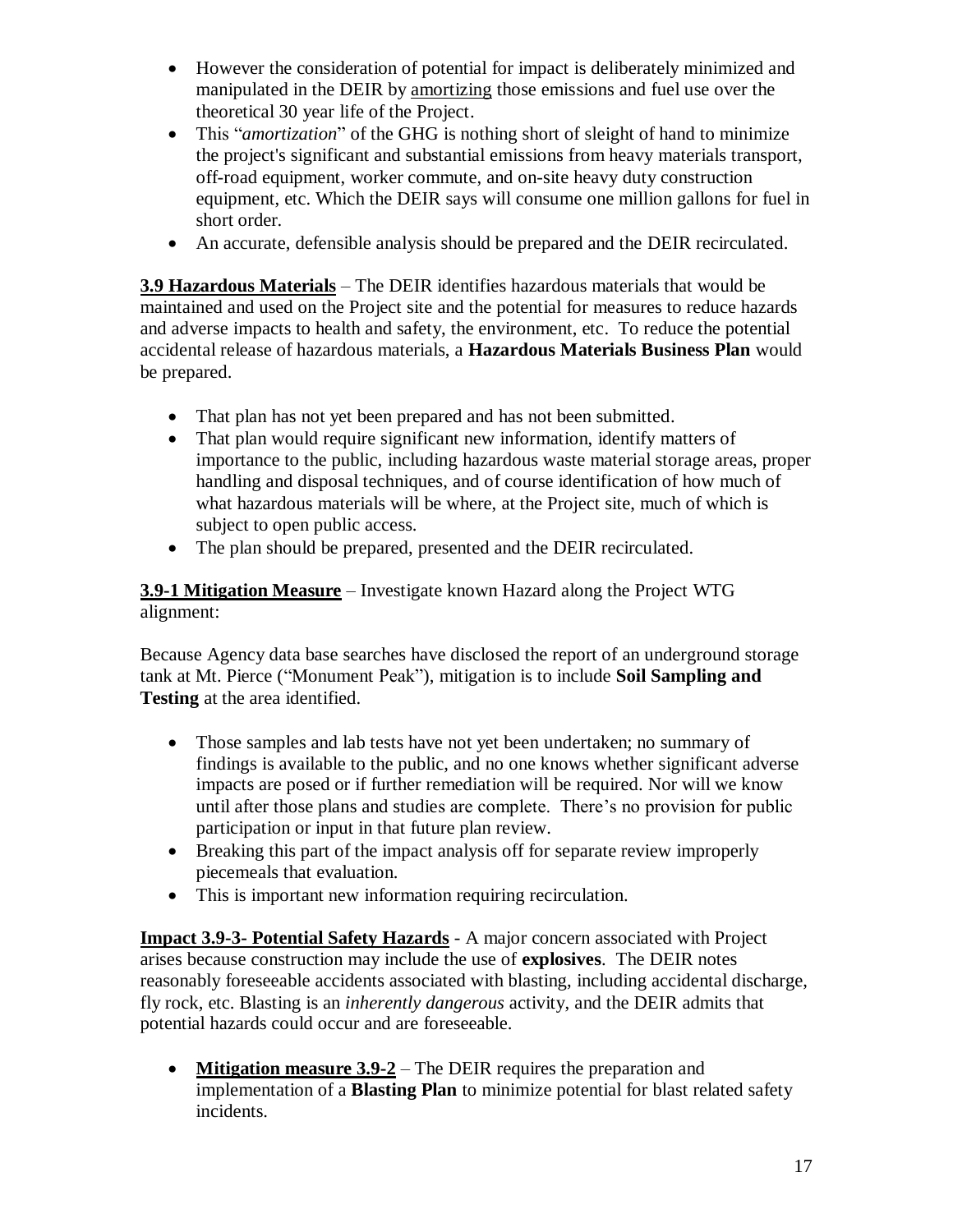- However the consideration of potential for impact is deliberately minimized and manipulated in the DEIR by amortizing those emissions and fuel use over the theoretical 30 year life of the Project.
- This "*amortization*" of the GHG is nothing short of sleight of hand to minimize the project's significant and substantial emissions from heavy materials transport, off-road equipment, worker commute, and on-site heavy duty construction equipment, etc. Which the DEIR says will consume one million gallons for fuel in short order.
- An accurate, defensible analysis should be prepared and the DEIR recirculated.

**3.9 Hazardous Materials** – The DEIR identifies hazardous materials that would be maintained and used on the Project site and the potential for measures to reduce hazards and adverse impacts to health and safety, the environment, etc. To reduce the potential accidental release of hazardous materials, a **Hazardous Materials Business Plan** would be prepared.

- That plan has not yet been prepared and has not been submitted.
- That plan would require significant new information, identify matters of importance to the public, including hazardous waste material storage areas, proper handling and disposal techniques, and of course identification of how much of what hazardous materials will be where, at the Project site, much of which is subject to open public access.
- The plan should be prepared, presented and the DEIR recirculated.

**3.9-1 Mitigation Measure** – Investigate known Hazard along the Project WTG alignment:

Because Agency data base searches have disclosed the report of an underground storage tank at Mt. Pierce ("Monument Peak"), mitigation is to include **Soil Sampling and Testing** at the area identified.

- Those samples and lab tests have not yet been undertaken; no summary of findings is available to the public, and no one knows whether significant adverse impacts are posed or if further remediation will be required. Nor will we know until after those plans and studies are complete. There's no provision for public participation or input in that future plan review.
- Breaking this part of the impact analysis off for separate review improperly piecemeals that evaluation.
- This is important new information requiring recirculation.

**Impact 3.9-3- Potential Safety Hazards** - A major concern associated with Project arises because construction may include the use of **explosives**. The DEIR notes reasonably foreseeable accidents associated with blasting, including accidental discharge, fly rock, etc. Blasting is an *inherently dangerous* activity, and the DEIR admits that potential hazards could occur and are foreseeable.

- **Mitigation measure 3.9-2** – The DEIR requires the preparation and implementation of a **Blasting Plan** to minimize potential for blast related safety incidents.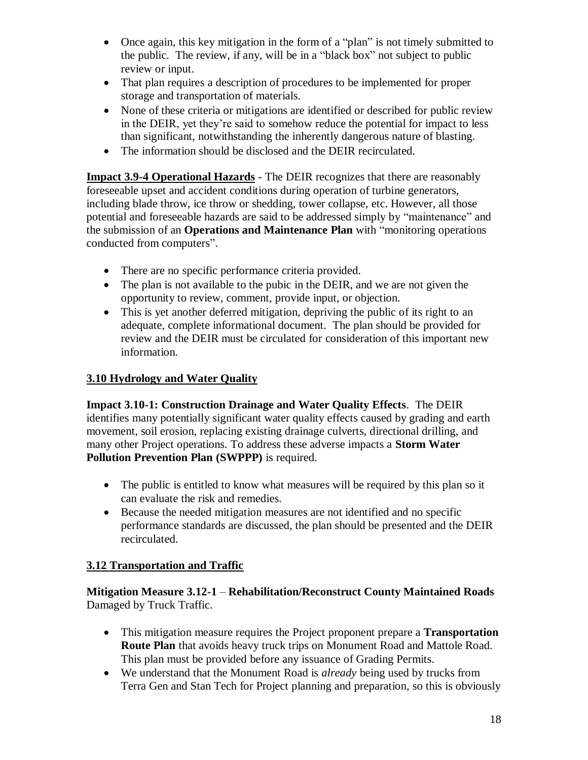- Once again, this key mitigation in the form of a "plan" is not timely submitted to the public. The review, if any, will be in a "black box" not subject to public review or input.
- That plan requires a description of procedures to be implemented for proper storage and transportation of materials.
- None of these criteria or mitigations are identified or described for public review in the DEIR, yet they're said to somehow reduce the potential for impact to less than significant, notwithstanding the inherently dangerous nature of blasting.
- The information should be disclosed and the DEIR recirculated.

**<u>Impact 3.9-4 Operational Hazards</u>** - The DEIR recognizes that there are reasonably foreseeable upset and accident conditions during operation of turbine generators, including blade throw, ice throw or shedding, tower collapse, etc. However, all those potential and foreseeable hazards are said to be addressed simply by "maintenance" and the submission of an **Operations and Maintenance Plan** with "monitoring operations conducted from computers".

- There are no specific performance criteria provided.
- The plan is not available to the pubic in the DEIR, and we are not given the opportunity to review, comment, provide input, or objection.
- This is yet another deferred mitigation, depriving the public of its right to an adequate, complete informational document. The plan should be provided for review and the DEIR must be circulated for consideration of this important new information.

**<u>3.10 Hydrology and Water Quality</u>**

**Impact 3.10-1: Construction Drainage and Water Quality Effects**. The DEIR identifies many potentially significant water quality effects caused by grading and earth movement, soil erosion, replacing existing drainage culverts, directional drilling, and many other Project operations. To address these adverse impacts a **Storm Water Pollution Prevention Plan (SWPPP)** is required.

- The public is entitled to know what measures will be required by this plan so it can evaluate the risk and remedies.
- Because the needed mitigation measures are not identified and no specific performance standards are discussed, the plan should be presented and the DEIR recirculated.

**<u>3.12 Transportation and Traffic</u>**

**Mitigation Measure 3.12-1** – **Rehabilitation/Reconstruct County Maintained Roads** Damaged by Truck Traffic.

- This mitigation measure requires the Project proponent prepare a **Transportation Route Plan** that avoids heavy truck trips on Monument Road and Mattole Road. This plan must be provided before any issuance of Grading Permits.
- We understand that the Monument Road is *already* being used by trucks from Terra Gen and Stan Tech for Project planning and preparation, so this is obviously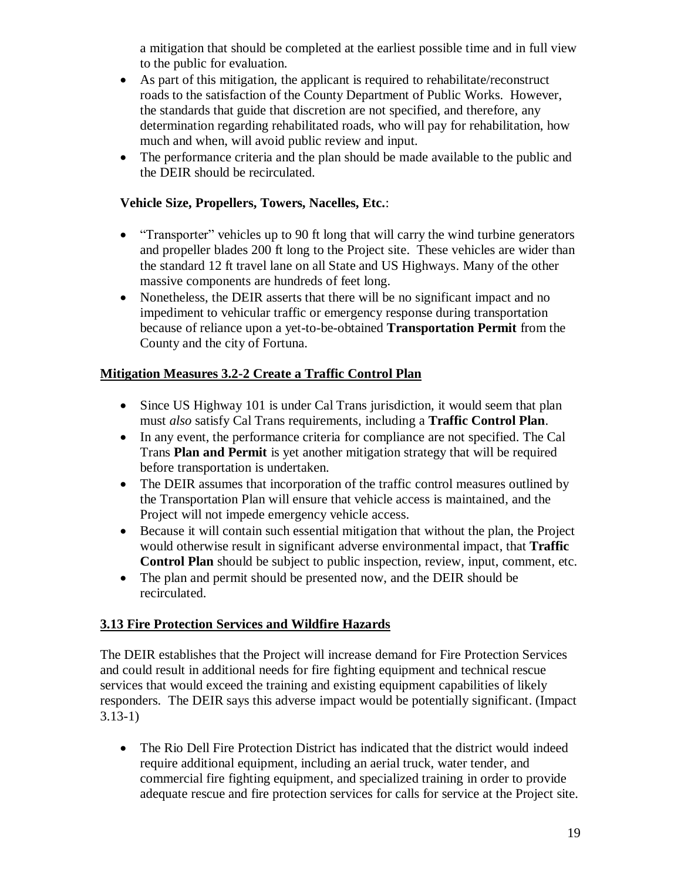a mitigation that should be completed at the earliest possible time and in full view to the public for evaluation.

- As part of this mitigation, the applicant is required to rehabilitate/reconstruct roads to the satisfaction of the County Department of Public Works. However, the standards that guide that discretion are not specified, and therefore, any determination regarding rehabilitated roads, who will pay for rehabilitation, how much and when, will avoid public review and input.
- The performance criteria and the plan should be made available to the public and the DEIR should be recirculated.

**Vehicle Size, Propellers, Towers, Nacelles, Etc.**:

- "Transporter" vehicles up to 90 ft long that will carry the wind turbine generators and propeller blades 200 ft long to the Project site. These vehicles are wider than the standard 12 ft travel lane on all State and US Highways. Many of the other massive components are hundreds of feet long.
- Nonetheless, the DEIR asserts that there will be no significant impact and no impediment to vehicular traffic or emergency response during transportation because of reliance upon a yet-to-be-obtained **Transportation Permit** from the County and the city of Fortuna.

**<u>Mitigation Measures 3.2-2 Create a Traffic Control Plan</u>**

- Since US Highway 101 is under Cal Trans jurisdiction, it would seem that plan must *also* satisfy Cal Trans requirements, including a **Traffic Control Plan**.
- In any event, the performance criteria for compliance are not specified. The Cal Trans **Plan and Permit** is yet another mitigation strategy that will be required before transportation is undertaken.
- The DEIR assumes that incorporation of the traffic control measures outlined by the Transportation Plan will ensure that vehicle access is maintained, and the Project will not impede emergency vehicle access.
- Because it will contain such essential mitigation that without the plan, the Project would otherwise result in significant adverse environmental impact, that **Traffic Control Plan** should be subject to public inspection, review, input, comment, etc.
- The plan and permit should be presented now, and the DEIR should be recirculated.

**<u>3.13 Fire Protection Services and Wildfire Hazards</u>**

The DEIR establishes that the Project will increase demand for Fire Protection Services and could result in additional needs for fire fighting equipment and technical rescue services that would exceed the training and existing equipment capabilities of likely responders. The DEIR says this adverse impact would be potentially significant. (Impact 3.13-1)

- The Rio Dell Fire Protection District has indicated that the district would indeed require additional equipment, including an aerial truck, water tender, and commercial fire fighting equipment, and specialized training in order to provide adequate rescue and fire protection services for calls for service at the Project site.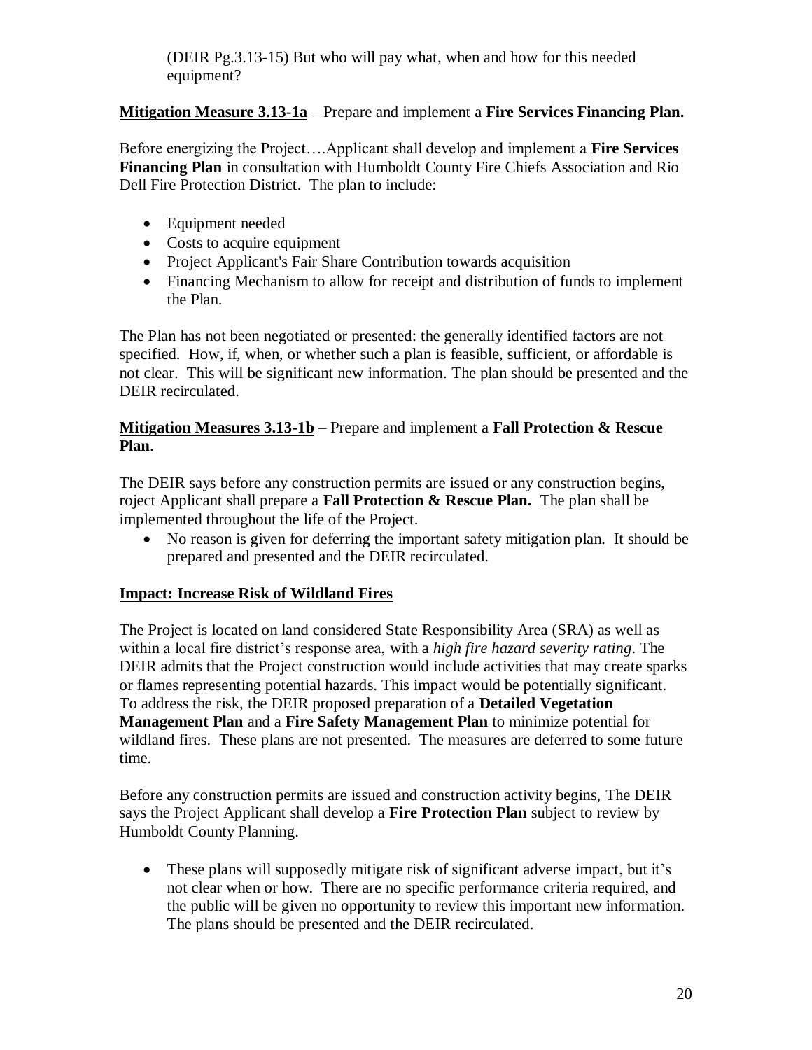(DEIR Pg.3.13-15) But who will pay what, when and how for this needed equipment?

**Mitigation Measure 3.13-1a** – Prepare and implement a **Fire Services Financing Plan.**

Before energizing the Project….Applicant shall develop and implement a **Fire Services Financing Plan** in consultation with Humboldt County Fire Chiefs Association and Rio Dell Fire Protection District. The plan to include:

- Equipment needed
- Costs to acquire equipment
- Project Applicant's Fair Share Contribution towards acquisition
- Financing Mechanism to allow for receipt and distribution of funds to implement the Plan.

The Plan has not been negotiated or presented: the generally identified factors are not specified. How, if, when, or whether such a plan is feasible, sufficient, or affordable is not clear. This will be significant new information. The plan should be presented and the DEIR recirculated.

**Mitigation Measures 3.13-1b** – Prepare and implement a **Fall Protection & Rescue Plan**.

The DEIR says before any construction permits are issued or any construction begins, roject Applicant shall prepare a **Fall Protection & Rescue Plan.** The plan shall be implemented throughout the life of the Project.

- No reason is given for deferring the important safety mitigation plan. It should be prepared and presented and the DEIR recirculated.

**Impact: Increase Risk of Wildland Fires**

The Project is located on land considered State Responsibility Area (SRA) as well as within a local fire district's response area, with a *high fire hazard severity rating*. The DEIR admits that the Project construction would include activities that may create sparks or flames representing potential hazards. This impact would be potentially significant. To address the risk, the DEIR proposed preparation of a **Detailed Vegetation Management Plan** and a **Fire Safety Management Plan** to minimize potential for wildland fires. These plans are not presented. The measures are deferred to some future time.

Before any construction permits are issued and construction activity begins, The DEIR says the Project Applicant shall develop a **Fire Protection Plan** subject to review by Humboldt County Planning.

- These plans will supposedly mitigate risk of significant adverse impact, but it's not clear when or how. There are no specific performance criteria required, and the public will be given no opportunity to review this important new information. The plans should be presented and the DEIR recirculated.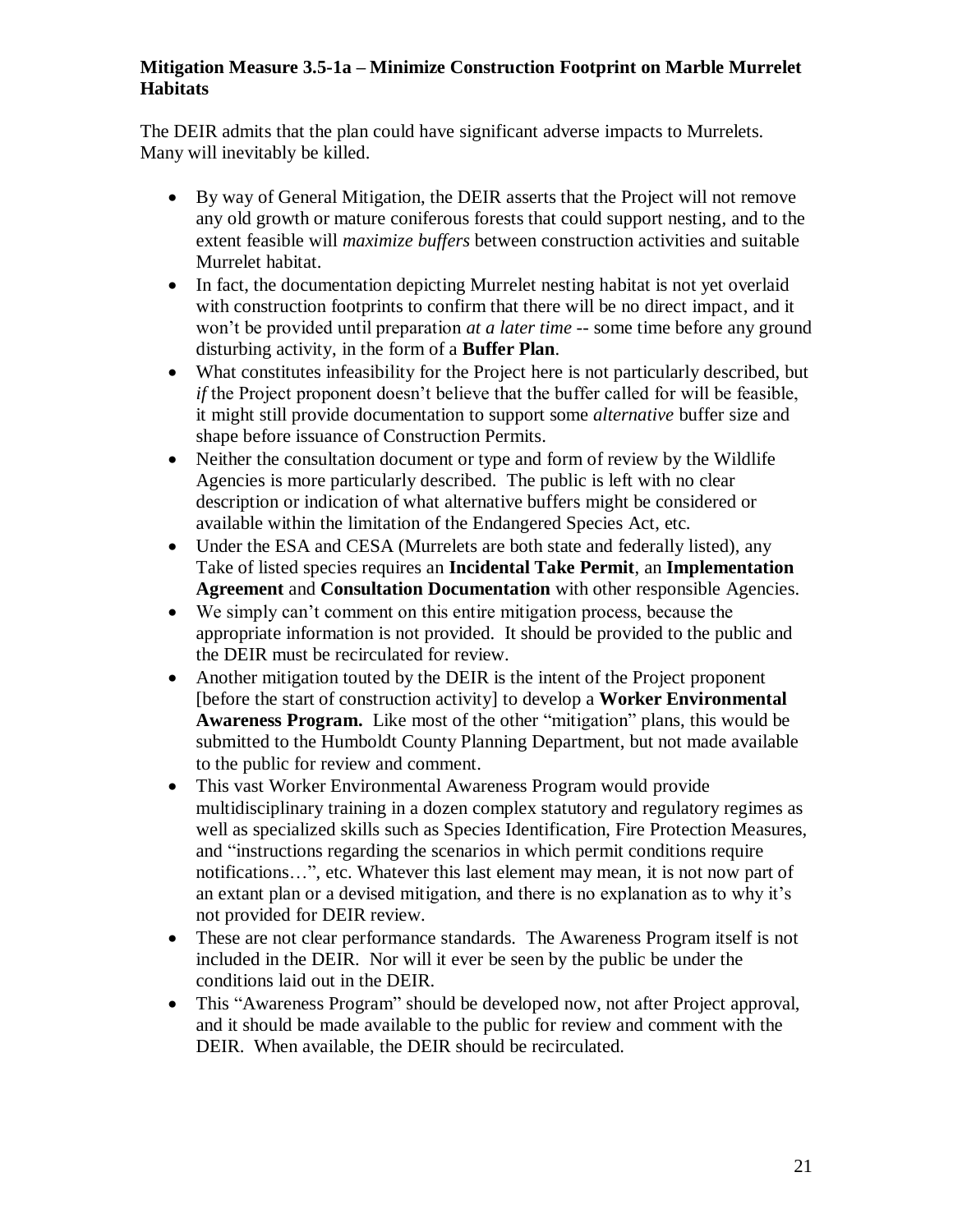**Mitigation Measure 3.5-1a – Minimize Construction Footprint on Marble Murrelet Habitats**

The DEIR admits that the plan could have significant adverse impacts to Murrelets. Many will inevitably be killed.

- By way of General Mitigation, the DEIR asserts that the Project will not remove any old growth or mature coniferous forests that could support nesting, and to the extent feasible will *maximize buffers* between construction activities and suitable Murrelet habitat.
- In fact, the documentation depicting Murrelet nesting habitat is not yet overlaid with construction footprints to confirm that there will be no direct impact, and it won't be provided until preparation *at a later time* -- some time before any ground disturbing activity, in the form of a **Buffer Plan**.
- What constitutes infeasibility for the Project here is not particularly described, but *if* the Project proponent doesn't believe that the buffer called for will be feasible, it might still provide documentation to support some *alternative* buffer size and shape before issuance of Construction Permits.
- Neither the consultation document or type and form of review by the Wildlife Agencies is more particularly described. The public is left with no clear description or indication of what alternative buffers might be considered or available within the limitation of the Endangered Species Act, etc.
- Under the ESA and CESA (Murrelets are both state and federally listed), any Take of listed species requires an **Incidental Take Permit**, an **Implementation Agreement** and **Consultation Documentation** with other responsible Agencies.
- We simply can't comment on this entire mitigation process, because the appropriate information is not provided. It should be provided to the public and the DEIR must be recirculated for review.
- Another mitigation touted by the DEIR is the intent of the Project proponent [before the start of construction activity] to develop a **Worker Environmental Awareness Program.** Like most of the other "mitigation" plans, this would be submitted to the Humboldt County Planning Department, but not made available to the public for review and comment.
- This vast Worker Environmental Awareness Program would provide multidisciplinary training in a dozen complex statutory and regulatory regimes as well as specialized skills such as Species Identification, Fire Protection Measures, and "instructions regarding the scenarios in which permit conditions require notifications…", etc. Whatever this last element may mean, it is not now part of an extant plan or a devised mitigation, and there is no explanation as to why it's not provided for DEIR review.
- These are not clear performance standards. The Awareness Program itself is not included in the DEIR. Nor will it ever be seen by the public be under the conditions laid out in the DEIR.
- This "Awareness Program" should be developed now, not after Project approval, and it should be made available to the public for review and comment with the DEIR. When available, the DEIR should be recirculated.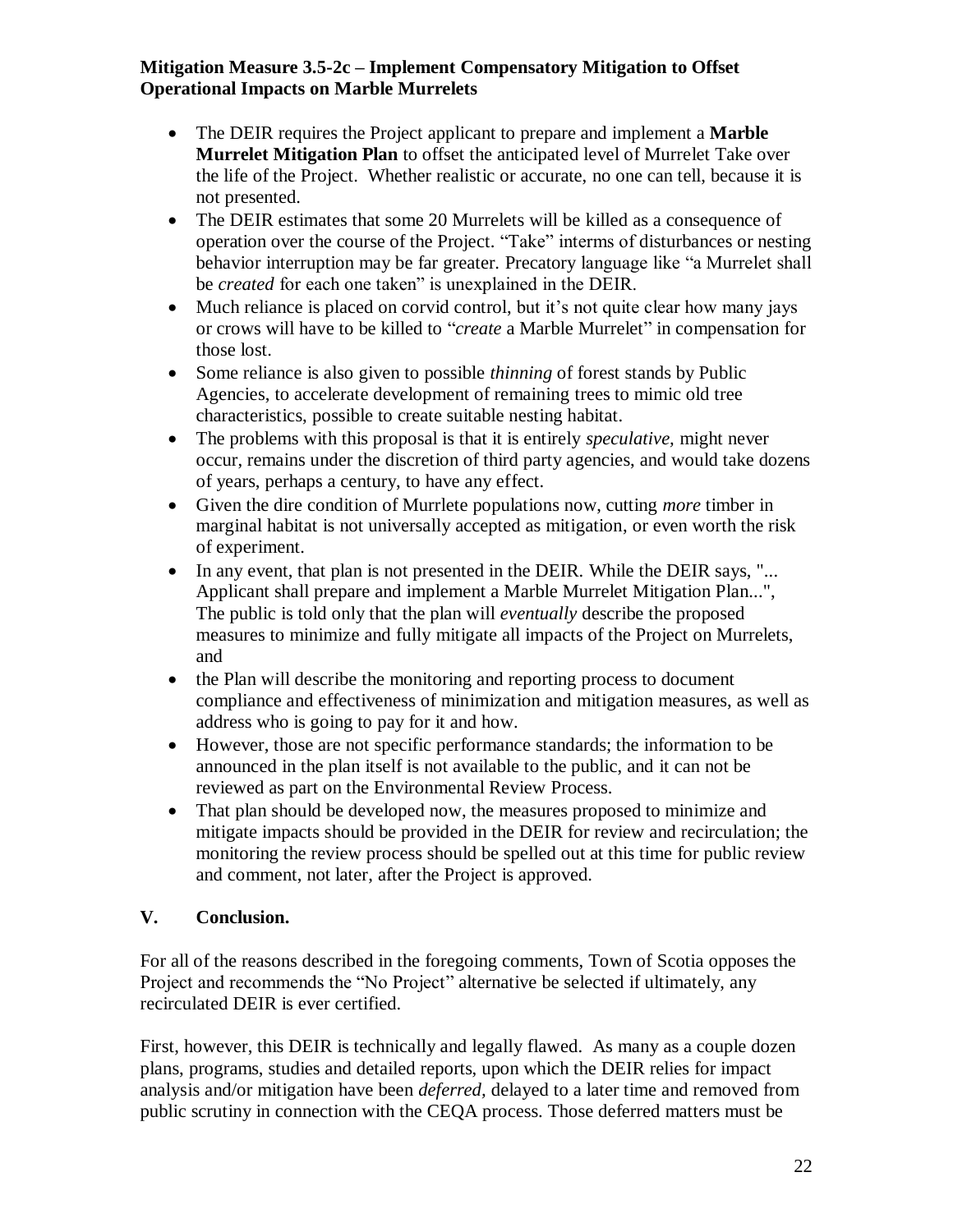**Mitigation Measure 3.5-2c – Implement Compensatory Mitigation to Offset Operational Impacts on Marble Murrelets**

- The DEIR requires the Project applicant to prepare and implement a **Marble Murrelet Mitigation Plan** to offset the anticipated level of Murrelet Take over the life of the Project. Whether realistic or accurate, no one can tell, because it is not presented.
- The DEIR estimates that some 20 Murrelets will be killed as a consequence of operation over the course of the Project. "Take" interms of disturbances or nesting behavior interruption may be far greater. Precatory language like "a Murrelet shall be *created* for each one taken" is unexplained in the DEIR.
- Much reliance is placed on corvid control, but it's not quite clear how many jays or crows will have to be killed to "*create* a Marble Murrelet" in compensation for those lost.
- Some reliance is also given to possible *thinning* of forest stands by Public Agencies, to accelerate development of remaining trees to mimic old tree characteristics, possible to create suitable nesting habitat.
- The problems with this proposal is that it is entirely *speculative,* might never occur, remains under the discretion of third party agencies, and would take dozens of years, perhaps a century, to have any effect.
- Given the dire condition of Murrlete populations now, cutting *more* timber in marginal habitat is not universally accepted as mitigation, or even worth the risk of experiment.
- In any event, that plan is not presented in the DEIR. While the DEIR says, "... Applicant shall prepare and implement a Marble Murrelet Mitigation Plan...", The public is told only that the plan will *eventually* describe the proposed measures to minimize and fully mitigate all impacts of the Project on Murrelets, and
- the Plan will describe the monitoring and reporting process to document compliance and effectiveness of minimization and mitigation measures, as well as address who is going to pay for it and how.
- However, those are not specific performance standards; the information to be announced in the plan itself is not available to the public, and it can not be reviewed as part on the Environmental Review Process.
- That plan should be developed now, the measures proposed to minimize and mitigate impacts should be provided in the DEIR for review and recirculation; the monitoring the review process should be spelled out at this time for public review and comment, not later, after the Project is approved.

## V. Conclusion.

For all of the reasons described in the foregoing comments, Town of Scotia opposes the Project and recommends the "No Project" alternative be selected if ultimately, any recirculated DEIR is ever certified.

First, however, this DEIR is technically and legally flawed. As many as a couple dozen plans, programs, studies and detailed reports, upon which the DEIR relies for impact analysis and/or mitigation have been *deferred,* delayed to a later time and removed from public scrutiny in connection with the CEQA process. Those deferred matters must be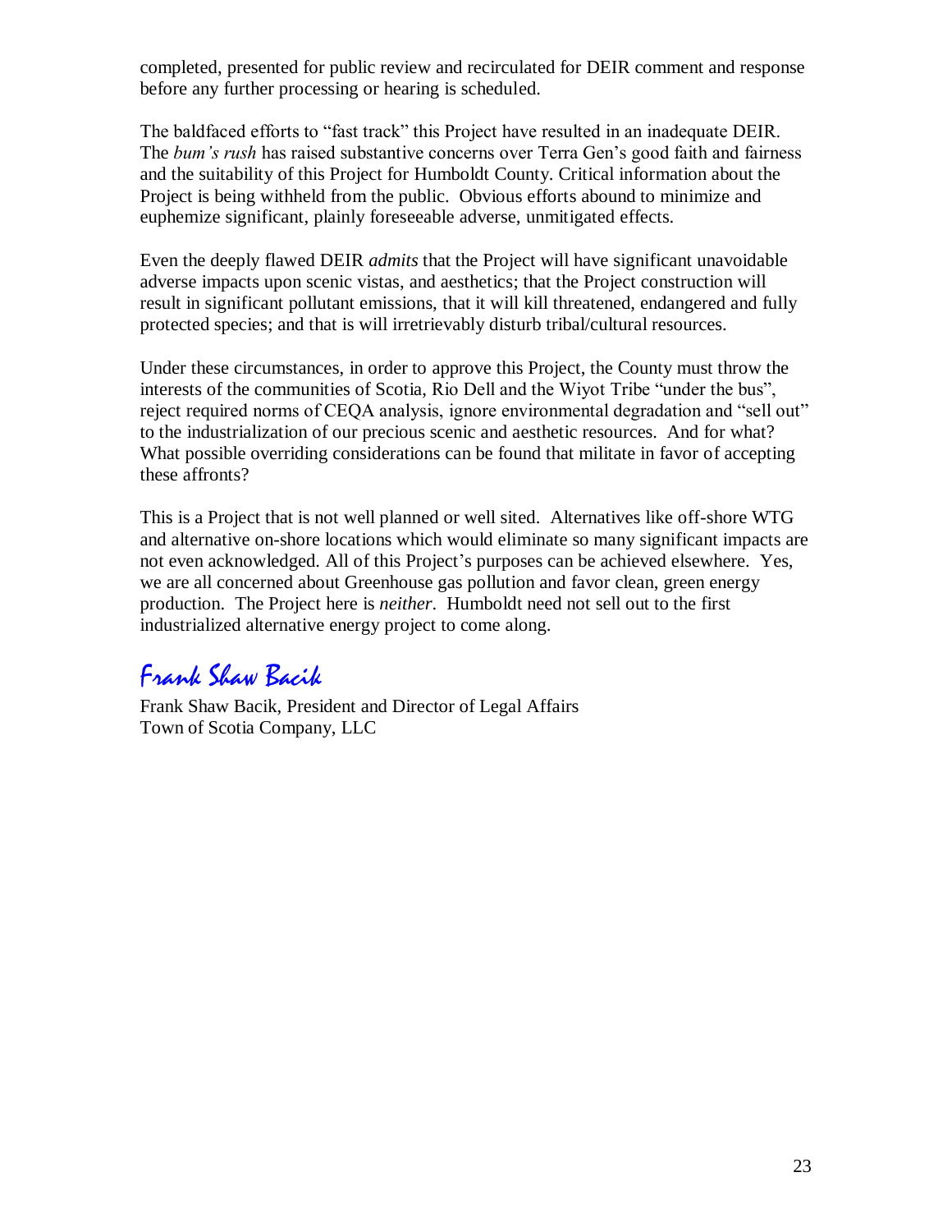completed, presented for public review and recirculated for DEIR comment and response before any further processing or hearing is scheduled.

The baldfaced efforts to "fast track" this Project have resulted in an inadequate DEIR. The *bum's rush* has raised substantive concerns over Terra Gen's good faith and fairness and the suitability of this Project for Humboldt County. Critical information about the Project is being withheld from the public. Obvious efforts abound to minimize and euphemize significant, plainly foreseeable adverse, unmitigated effects.

Even the deeply flawed DEIR *admits* that the Project will have significant unavoidable adverse impacts upon scenic vistas, and aesthetics; that the Project construction will result in significant pollutant emissions, that it will kill threatened, endangered and fully protected species; and that is will irretrievably disturb tribal/cultural resources.

Under these circumstances, in order to approve this Project, the County must throw the interests of the communities of Scotia, Rio Dell and the Wiyot Tribe "under the bus", reject required norms of CEQA analysis, ignore environmental degradation and "sell out" to the industrialization of our precious scenic and aesthetic resources. And for what? What possible overriding considerations can be found that militate in favor of accepting these affronts?

This is a Project that is not well planned or well sited. Alternatives like off-shore WTG and alternative on-shore locations which would eliminate so many significant impacts are not even acknowledged. All of this Project's purposes can be achieved elsewhere. Yes, we are all concerned about Greenhouse gas pollution and favor clean, green energy production. The Project here is *neither*. Humboldt need not sell out to the first industrialized alternative energy project to come along.

Frank Shaw Bacik

Frank Shaw Bacik, President and Director of Legal Affairs
Town of Scotia Company, LLC